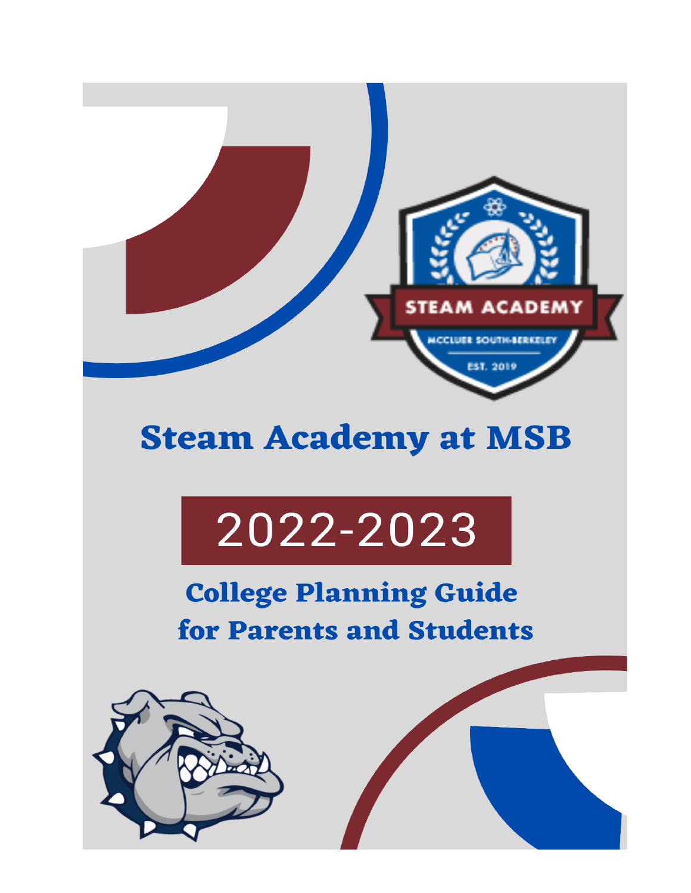STEAM ACADEMY

MCCLUER SOUTH-BERKELEY

EST. 2019

# Steam Academy at MSB

## 2022-2023

## College Planning Guide for Parents and Students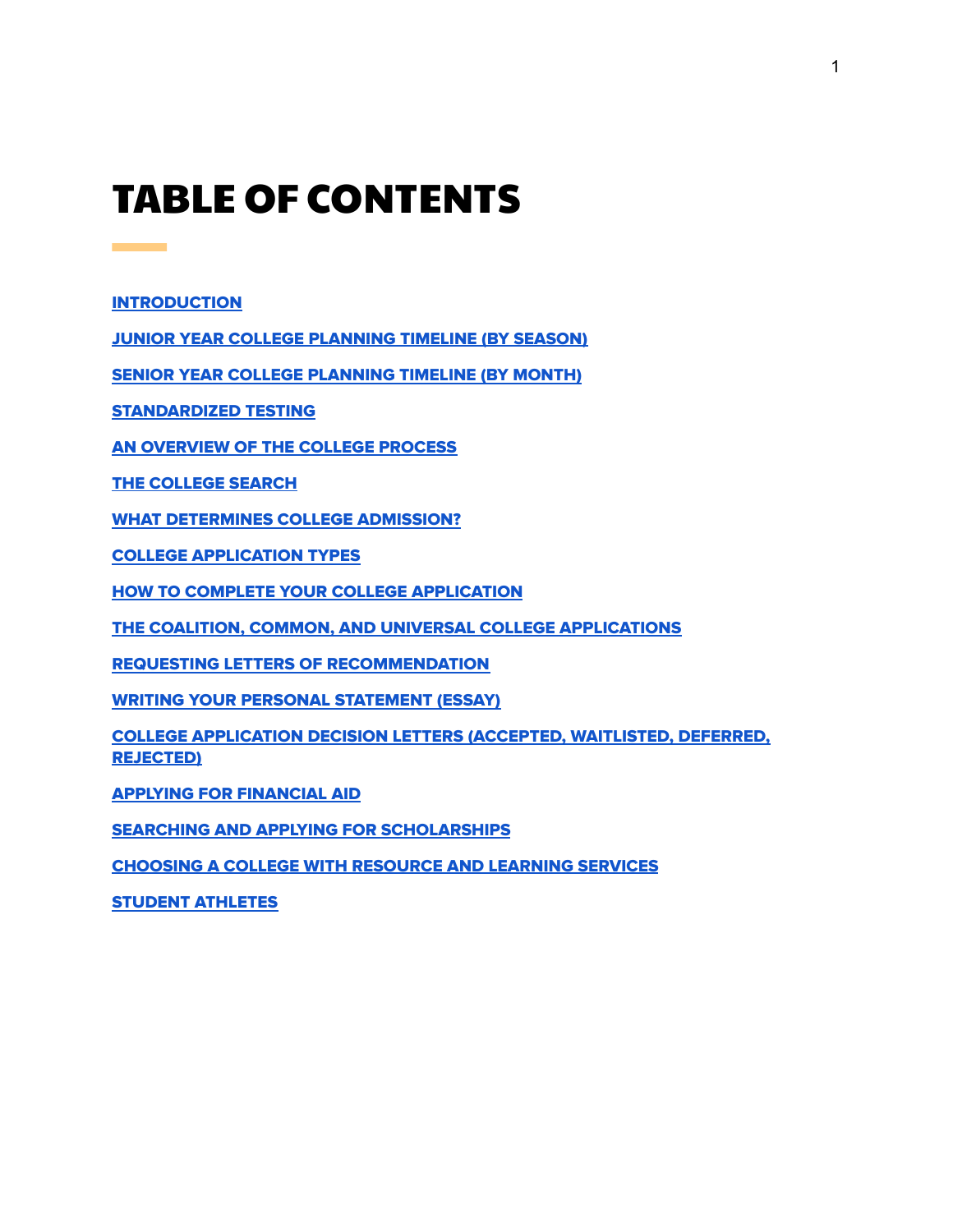# TABLE OF CONTENTS

**INTRODUCTION**

**JUNIOR YEAR COLLEGE PLANNING TIMELINE (BY SEASON)**

**SENIOR YEAR COLLEGE PLANNING TIMELINE (BY MONTH)**

**STANDARDIZED TESTING**

**AN OVERVIEW OF THE COLLEGE PROCESS**

**THE COLLEGE SEARCH**

**WHAT DETERMINES COLLEGE ADMISSION?**

**COLLEGE APPLICATION TYPES**

**HOW TO COMPLETE YOUR COLLEGE APPLICATION**

**THE COALITION, COMMON, AND UNIVERSAL COLLEGE APPLICATIONS**

**REQUESTING LETTERS OF RECOMMENDATION**

**WRITING YOUR PERSONAL STATEMENT (ESSAY)**

**COLLEGE APPLICATION DECISION LETTERS (ACCEPTED, WAITLISTED, DEFERRED, REJECTED)**

**APPLYING FOR FINANCIAL AID**

**SEARCHING AND APPLYING FOR SCHOLARSHIPS**

**CHOOSING A COLLEGE WITH RESOURCE AND LEARNING SERVICES**

**STUDENT ATHLETES**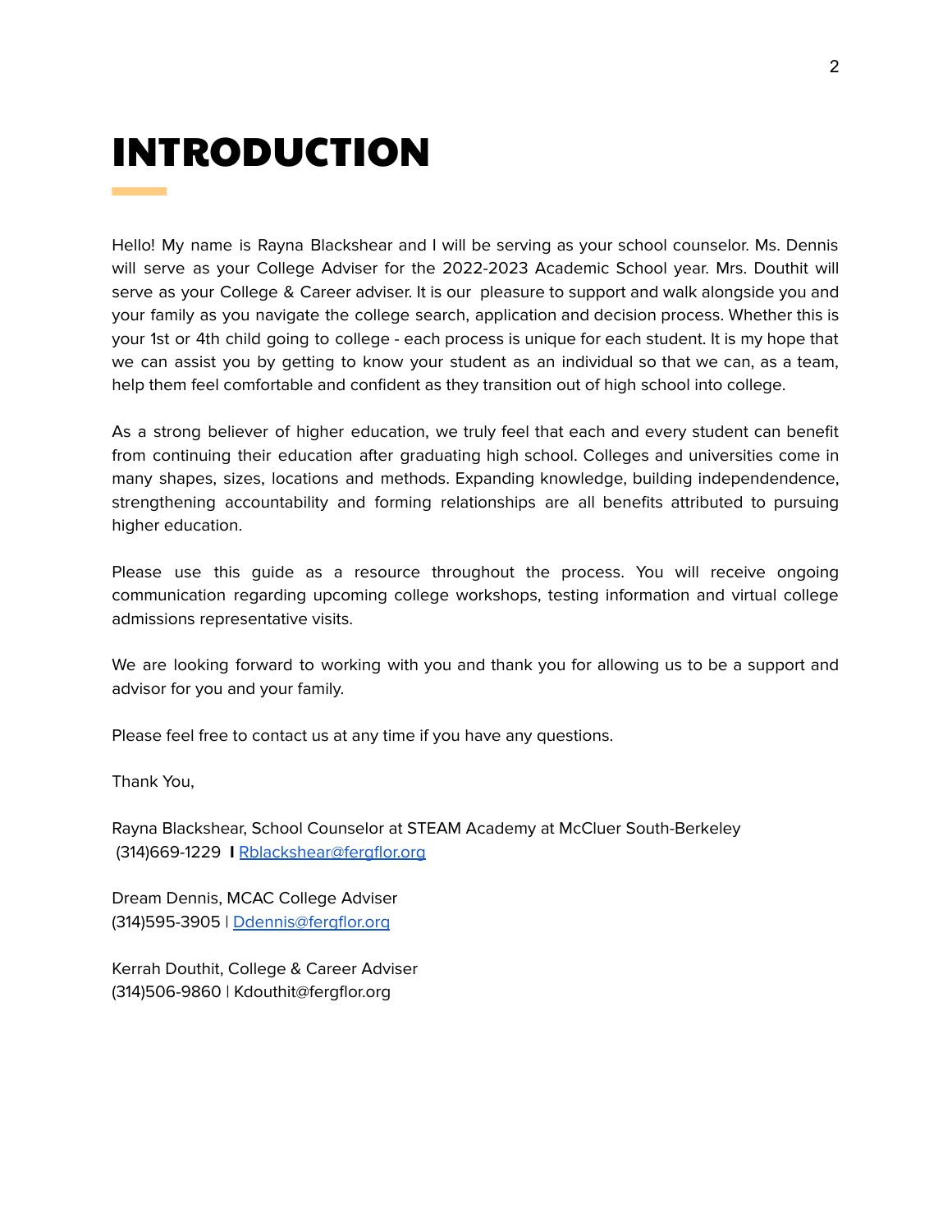# INTRODUCTION

Hello! My name is Rayna Blackshear and I will be serving as your school counselor. Ms. Dennis will serve as your College Adviser for the 2022-2023 Academic School year. Mrs. Douthit will serve as your College & Career adviser. It is our pleasure to support and walk alongside you and your family as you navigate the college search, application and decision process. Whether this is your 1st or 4th child going to college - each process is unique for each student. It is my hope that we can assist you by getting to know your student as an individual so that we can, as a team, help them feel comfortable and confident as they transition out of high school into college.

As a strong believer of higher education, we truly feel that each and every student can benefit from continuing their education after graduating high school. Colleges and universities come in many shapes, sizes, locations and methods. Expanding knowledge, building independendence, strengthening accountability and forming relationships are all benefits attributed to pursuing higher education.

Please use this guide as a resource throughout the process. You will receive ongoing communication regarding upcoming college workshops, testing information and virtual college admissions representative visits.

We are looking forward to working with you and thank you for allowing us to be a support and advisor for you and your family.

Please feel free to contact us at any time if you have any questions.

Thank You,

Rayna Blackshear, School Counselor at STEAM Academy at McCluer South-Berkeley
(314)669-1229 I Rblackshear@fergflor.org

Dream Dennis, MCAC College Adviser
(314)595-3905 | Ddennis@fergflor.org

Kerrah Douthit, College & Career Adviser
(314)506-9860 | Kdouthit@fergflor.org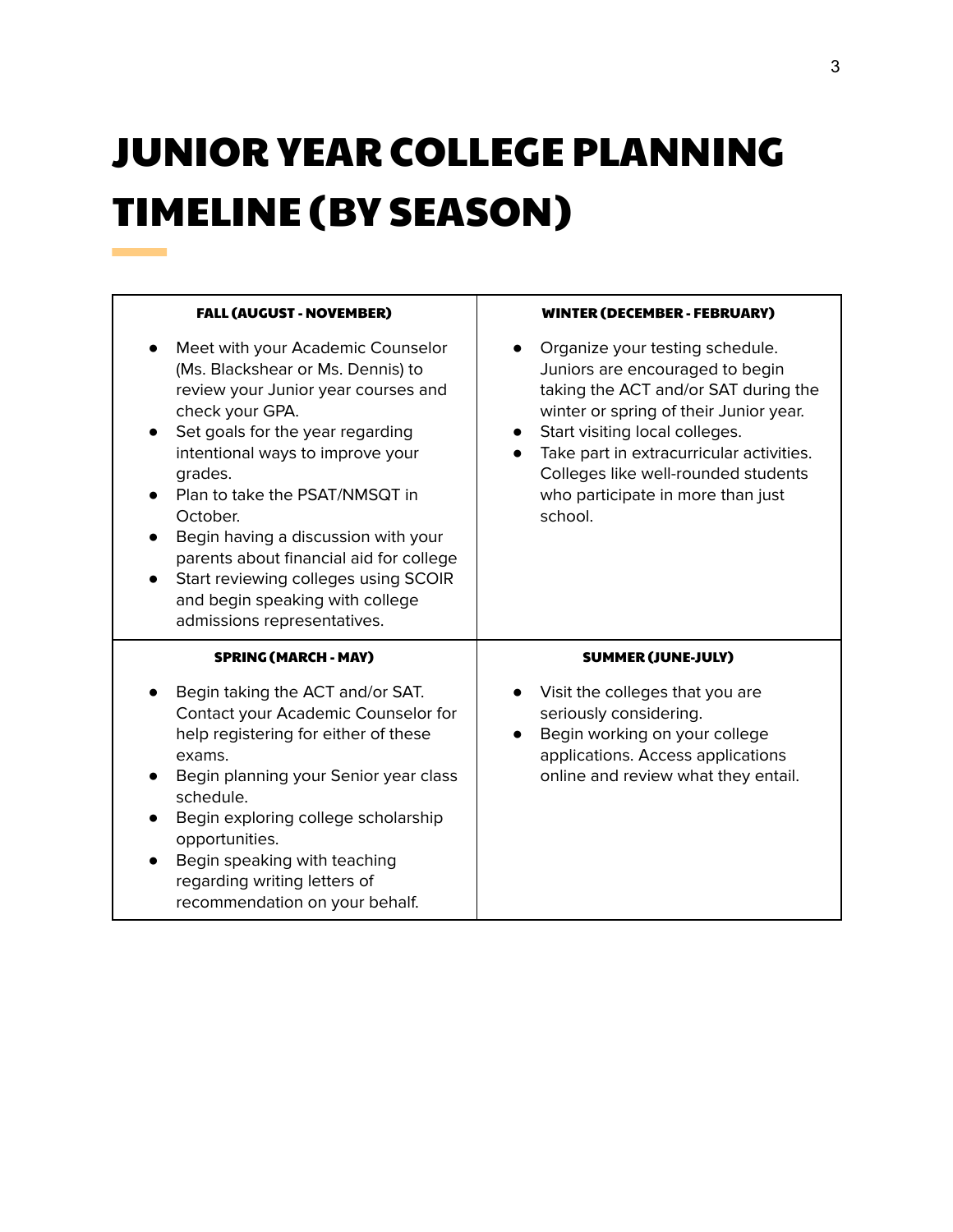# JUNIOR YEAR COLLEGE PLANNING TIMELINE (BY SEASON)

| FALL (AUGUST - NOVEMBER) | WINTER (DECEMBER - FEBRUARY) |
|---|---|
| • Meet with your Academic Counselor (Ms. Blackshear or Ms. Dennis) to review your Junior year courses and check your GPA.<br>• Set goals for the year regarding intentional ways to improve your grades.<br>• Plan to take the PSAT/NMSQT in October.<br>• Begin having a discussion with your parents about financial aid for college<br>• Start reviewing colleges using SCOIR and begin speaking with college admissions representatives. | • Organize your testing schedule. Juniors are encouraged to begin taking the ACT and/or SAT during the winter or spring of their Junior year.<br>• Start visiting local colleges.<br>• Take part in extracurricular activities. Colleges like well-rounded students who participate in more than just school. |
| **SPRING (MARCH - MAY)** | **SUMMER (JUNE-JULY)** |
| • Begin taking the ACT and/or SAT. Contact your Academic Counselor for help registering for either of these exams.<br>• Begin planning your Senior year class schedule.<br>• Begin exploring college scholarship opportunities.<br>• Begin speaking with teaching regarding writing letters of recommendation on your behalf. | • Visit the colleges that you are seriously considering.<br>• Begin working on your college applications. Access applications online and review what they entail. |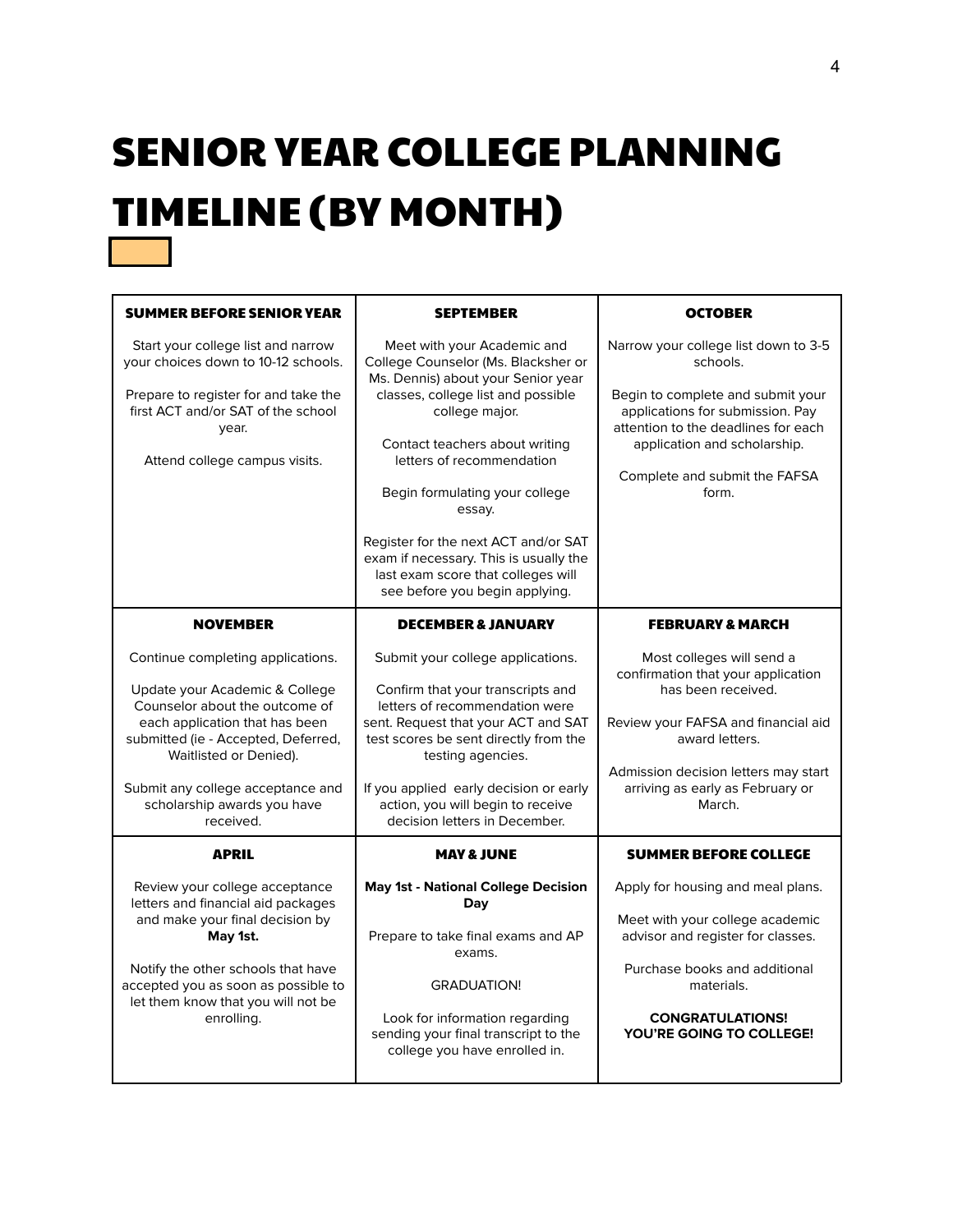# SENIOR YEAR COLLEGE PLANNING TIMELINE (BY MONTH)

| SUMMER BEFORE SENIOR YEAR | SEPTEMBER | OCTOBER |
|---|---|---|
| Start your college list and narrow your choices down to 10-12 schools.<br><br>Prepare to register for and take the first ACT and/or SAT of the school year.<br><br>Attend college campus visits. | Meet with your Academic and College Counselor (Ms. Blacksher or Ms. Dennis) about your Senior year classes, college list and possible college major.<br><br>Contact teachers about writing letters of recommendation<br><br>Begin formulating your college essay.<br><br>Register for the next ACT and/or SAT exam if necessary. This is usually the last exam score that colleges will see before you begin applying. | Narrow your college list down to 3-5 schools.<br><br>Begin to complete and submit your applications for submission. Pay attention to the deadlines for each application and scholarship.<br><br>Complete and submit the FAFSA form. |
| **NOVEMBER** | **DECEMBER & JANUARY** | **FEBRUARY & MARCH** |
| Continue completing applications.<br><br>Update your Academic & College Counselor about the outcome of each application that has been submitted (ie - Accepted, Deferred, Waitlisted or Denied).<br><br>Submit any college acceptance and scholarship awards you have received. | Submit your college applications.<br><br>Confirm that your transcripts and letters of recommendation were sent. Request that your ACT and SAT test scores be sent directly from the testing agencies.<br><br>If you applied early decision or early action, you will begin to receive decision letters in December. | Most colleges will send a confirmation that your application has been received.<br><br>Review your FAFSA and financial aid award letters.<br><br>Admission decision letters may start arriving as early as February or March. |
| **APRIL** | **MAY & JUNE** | **SUMMER BEFORE COLLEGE** |
| Review your college acceptance letters and financial aid packages and make your final decision by **May 1st.**<br><br>Notify the other schools that have accepted you as soon as possible to let them know that you will not be enrolling. | **May 1st - National College Decision Day**<br><br>Prepare to take final exams and AP exams.<br><br>GRADUATION!<br><br>Look for information regarding sending your final transcript to the college you have enrolled in. | Apply for housing and meal plans.<br><br>Meet with your college academic advisor and register for classes.<br><br>Purchase books and additional materials.<br><br>**CONGRATULATIONS! YOU'RE GOING TO COLLEGE!** |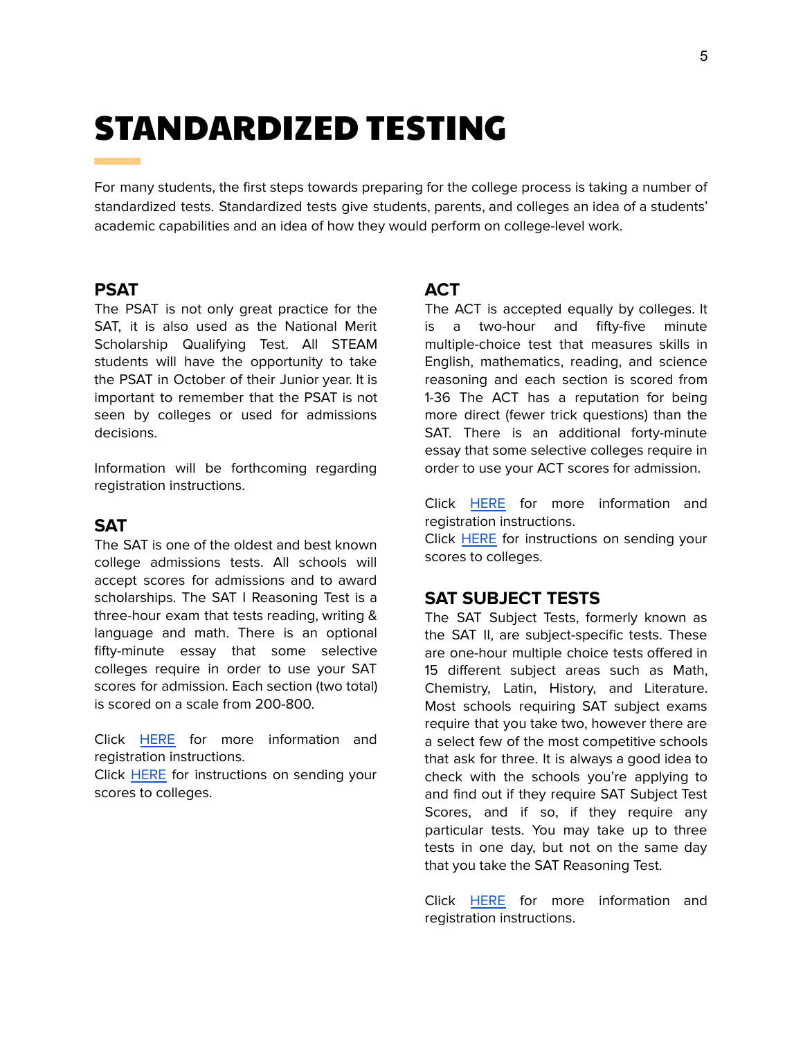# STANDARDIZED TESTING

For many students, the first steps towards preparing for the college process is taking a number of standardized tests. Standardized tests give students, parents, and colleges an idea of a students' academic capabilities and an idea of how they would perform on college-level work.

## PSAT

The PSAT is not only great practice for the SAT, it is also used as the National Merit Scholarship Qualifying Test. All STEAM students will have the opportunity to take the PSAT in October of their Junior year. It is important to remember that the PSAT is not seen by colleges or used for admissions decisions.

Information will be forthcoming regarding registration instructions.

## SAT

The SAT is one of the oldest and best known college admissions tests. All schools will accept scores for admissions and to award scholarships. The SAT I Reasoning Test is a three-hour exam that tests reading, writing & language and math. There is an optional fifty-minute essay that some selective colleges require in order to use your SAT scores for admission. Each section (two total) is scored on a scale from 200-800.

Click HERE for more information and registration instructions.
Click HERE for instructions on sending your scores to colleges.

## ACT

The ACT is accepted equally by colleges. It is a two-hour and fifty-five minute multiple-choice test that measures skills in English, mathematics, reading, and science reasoning and each section is scored from 1-36 The ACT has a reputation for being more direct (fewer trick questions) than the SAT. There is an additional forty-minute essay that some selective colleges require in order to use your ACT scores for admission.

Click HERE for more information and registration instructions.
Click HERE for instructions on sending your scores to colleges.

## SAT SUBJECT TESTS

The SAT Subject Tests, formerly known as the SAT II, are subject-specific tests. These are one-hour multiple choice tests offered in 15 different subject areas such as Math, Chemistry, Latin, History, and Literature. Most schools requiring SAT subject exams require that you take two, however there are a select few of the most competitive schools that ask for three. It is always a good idea to check with the schools you're applying to and find out if they require SAT Subject Test Scores, and if so, if they require any particular tests. You may take up to three tests in one day, but not on the same day that you take the SAT Reasoning Test.

Click HERE for more information and registration instructions.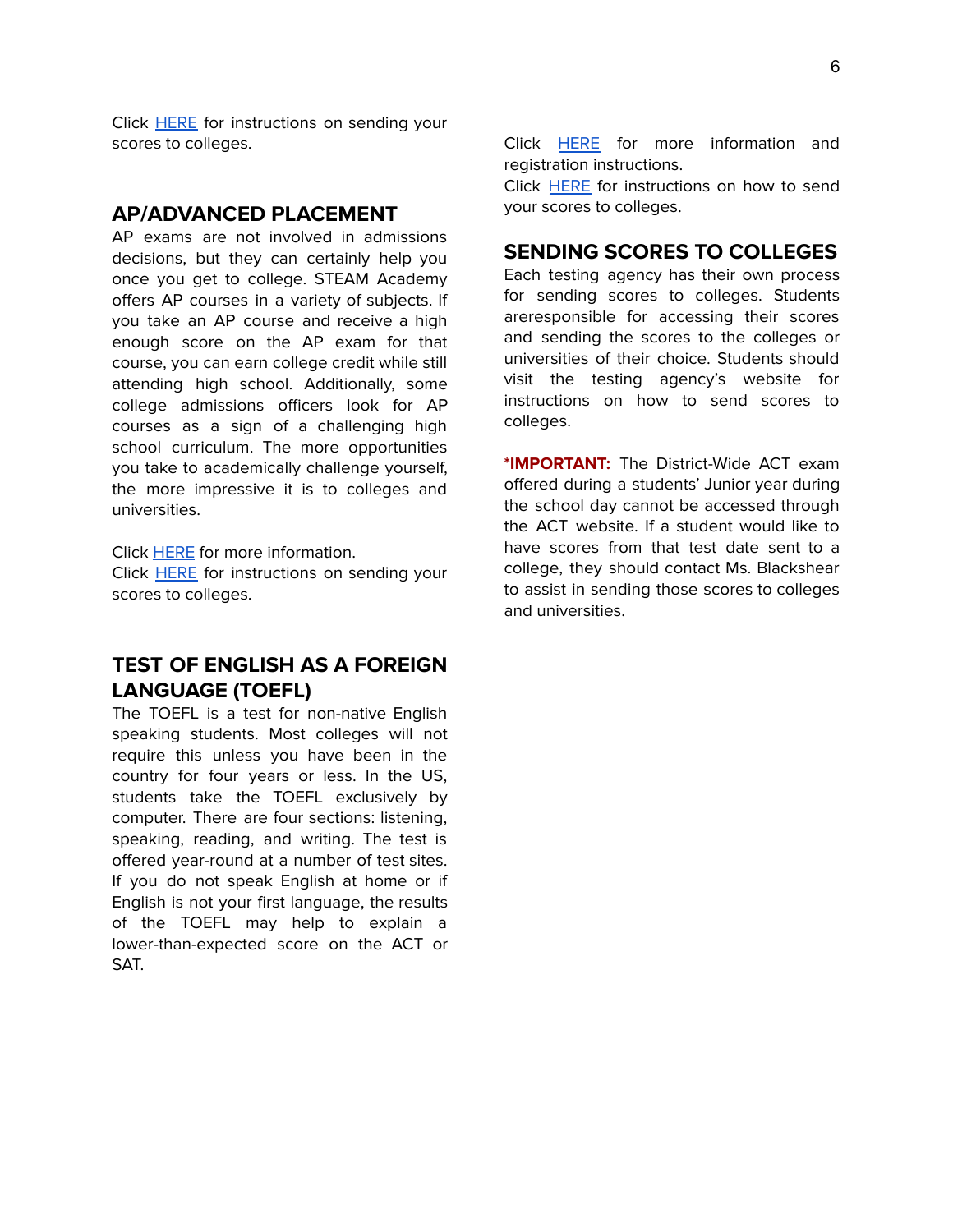Click HERE for instructions on sending your scores to colleges.

## AP/ADVANCED PLACEMENT

AP exams are not involved in admissions decisions, but they can certainly help you once you get to college. STEAM Academy offers AP courses in a variety of subjects. If you take an AP course and receive a high enough score on the AP exam for that course, you can earn college credit while still attending high school. Additionally, some college admissions officers look for AP courses as a sign of a challenging high school curriculum. The more opportunities you take to academically challenge yourself, the more impressive it is to colleges and universities.

Click HERE for more information.
Click HERE for instructions on sending your scores to colleges.

## TEST OF ENGLISH AS A FOREIGN LANGUAGE (TOEFL)

The TOEFL is a test for non-native English speaking students. Most colleges will not require this unless you have been in the country for four years or less. In the US, students take the TOEFL exclusively by computer. There are four sections: listening, speaking, reading, and writing. The test is offered year-round at a number of test sites. If you do not speak English at home or if English is not your first language, the results of the TOEFL may help to explain a lower-than-expected score on the ACT or SAT.

Click HERE for more information and registration instructions.
Click HERE for instructions on how to send your scores to colleges.

## SENDING SCORES TO COLLEGES

Each testing agency has their own process for sending scores to colleges. Students areresponsible for accessing their scores and sending the scores to the colleges or universities of their choice. Students should visit the testing agency's website for instructions on how to send scores to colleges.

***IMPORTANT:** The District-Wide ACT exam offered during a students' Junior year during the school day cannot be accessed through the ACT website. If a student would like to have scores from that test date sent to a college, they should contact Ms. Blackshear to assist in sending those scores to colleges and universities.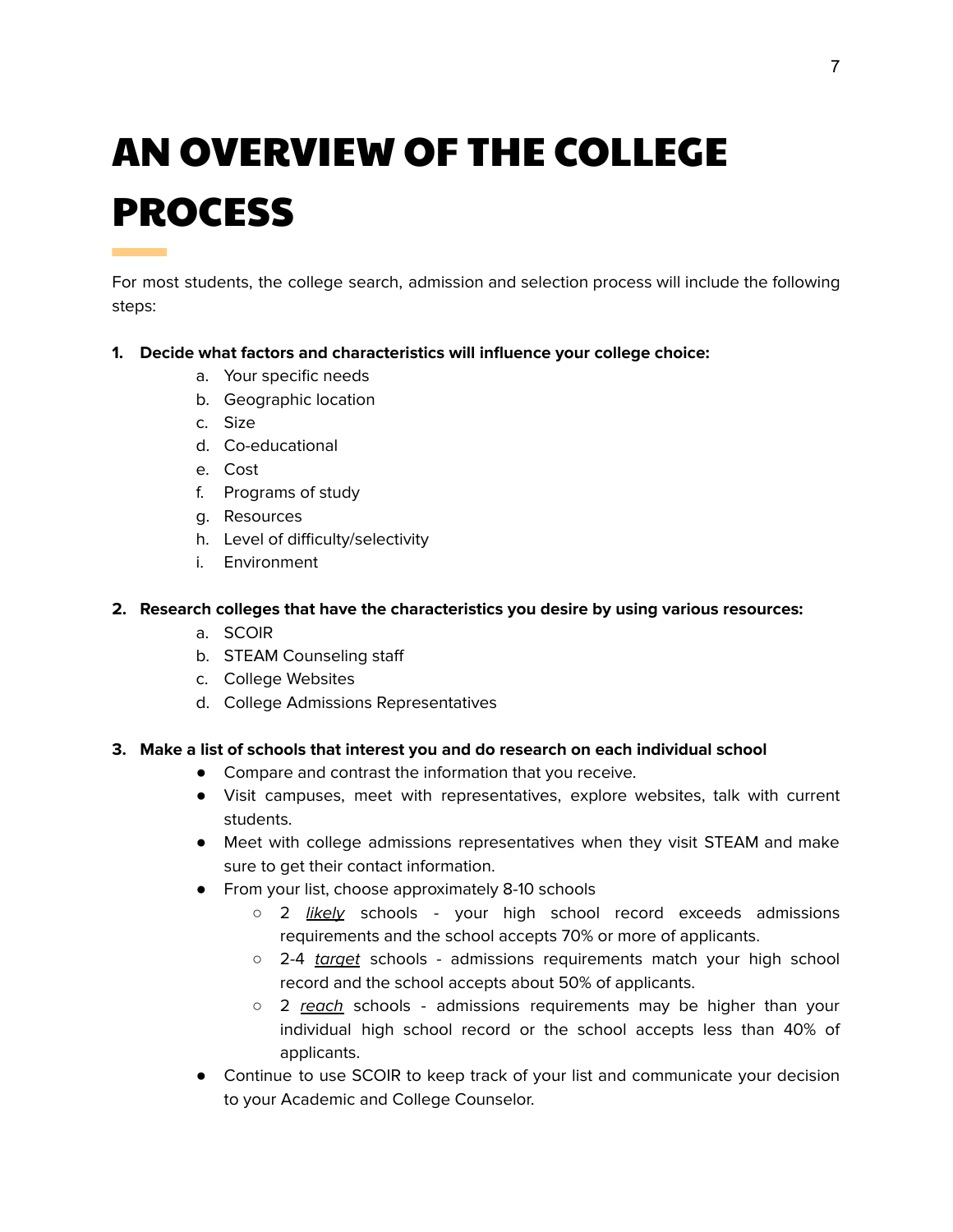# AN OVERVIEW OF THE COLLEGE PROCESS

For most students, the college search, admission and selection process will include the following steps:

1. **Decide what factors and characteristics will influence your college choice:**
    a. Your specific needs
    b. Geographic location
    c. Size
    d. Co-educational
    e. Cost
    f. Programs of study
    g. Resources
    h. Level of difficulty/selectivity
    i. Environment

2. **Research colleges that have the characteristics you desire by using various resources:**
    a. SCOIR
    b. STEAM Counseling staff
    c. College Websites
    d. College Admissions Representatives

3. **Make a list of schools that interest you and do research on each individual school**
    - Compare and contrast the information that you receive.
    - Visit campuses, meet with representatives, explore websites, talk with current students.
    - Meet with college admissions representatives when they visit STEAM and make sure to get their contact information.
    - From your list, choose approximately 8-10 schools
        - 2 *likely* schools - your high school record exceeds admissions requirements and the school accepts 70% or more of applicants.
        - 2-4 *target* schools - admissions requirements match your high school record and the school accepts about 50% of applicants.
        - 2 *reach* schools - admissions requirements may be higher than your individual high school record or the school accepts less than 40% of applicants.
    - Continue to use SCOIR to keep track of your list and communicate your decision to your Academic and College Counselor.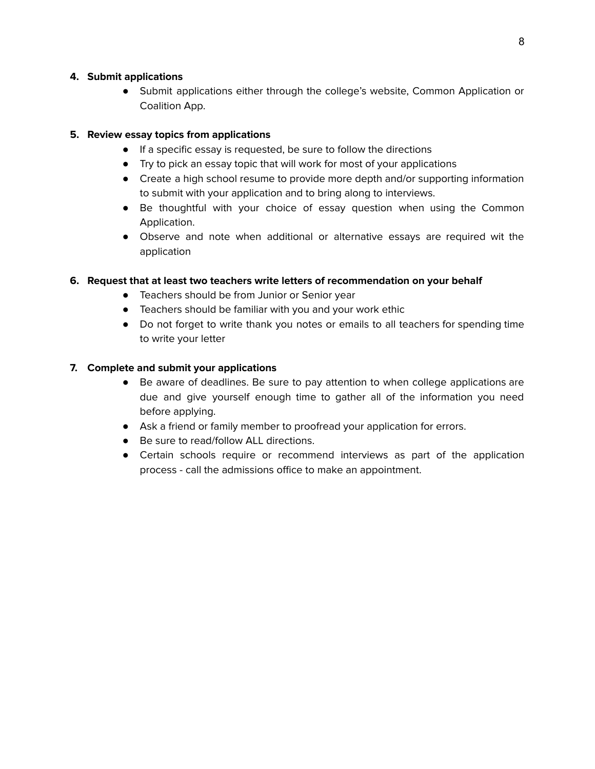4. **Submit applications**
    - Submit applications either through the college's website, Common Application or Coalition App.

5. **Review essay topics from applications**
    - If a specific essay is requested, be sure to follow the directions
    - Try to pick an essay topic that will work for most of your applications
    - Create a high school resume to provide more depth and/or supporting information to submit with your application and to bring along to interviews.
    - Be thoughtful with your choice of essay question when using the Common Application.
    - Observe and note when additional or alternative essays are required wit the application

6. **Request that at least two teachers write letters of recommendation on your behalf**
    - Teachers should be from Junior or Senior year
    - Teachers should be familiar with you and your work ethic
    - Do not forget to write thank you notes or emails to all teachers for spending time to write your letter

7. **Complete and submit your applications**
    - Be aware of deadlines. Be sure to pay attention to when college applications are due and give yourself enough time to gather all of the information you need before applying.
    - Ask a friend or family member to proofread your application for errors.
    - Be sure to read/follow ALL directions.
    - Certain schools require or recommend interviews as part of the application process - call the admissions office to make an appointment.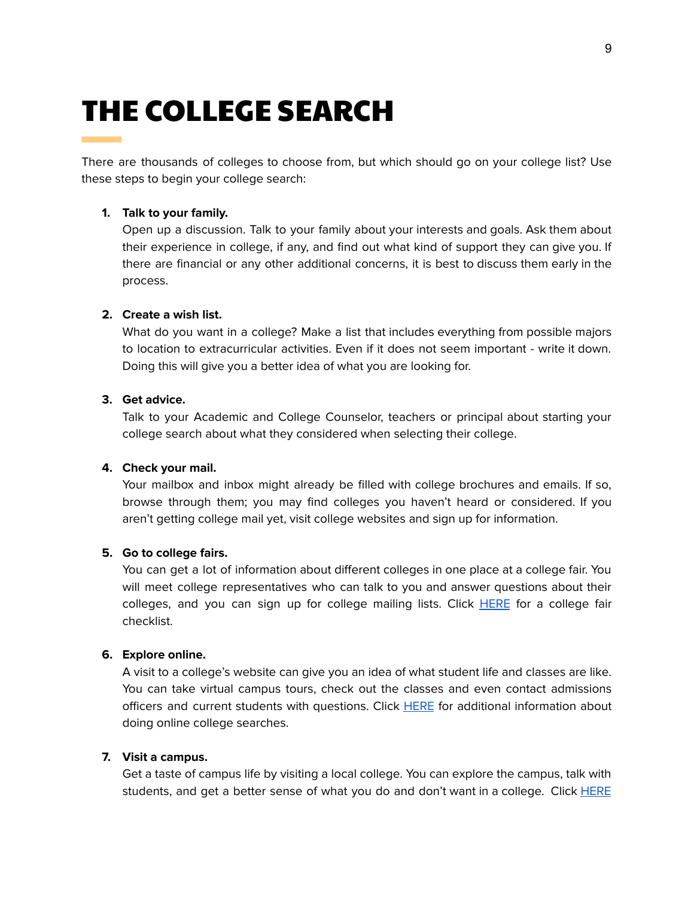# THE COLLEGE SEARCH

There are thousands of colleges to choose from, but which should go on your college list? Use these steps to begin your college search:

1. **Talk to your family.**
   Open up a discussion. Talk to your family about your interests and goals. Ask them about their experience in college, if any, and find out what kind of support they can give you. If there are financial or any other additional concerns, it is best to discuss them early in the process.

2. **Create a wish list.**
   What do you want in a college? Make a list that includes everything from possible majors to location to extracurricular activities. Even if it does not seem important - write it down. Doing this will give you a better idea of what you are looking for.

3. **Get advice.**
   Talk to your Academic and College Counselor, teachers or principal about starting your college search about what they considered when selecting their college.

4. **Check your mail.**
   Your mailbox and inbox might already be filled with college brochures and emails. If so, browse through them; you may find colleges you haven't heard or considered. If you aren't getting college mail yet, visit college websites and sign up for information.

5. **Go to college fairs.**
   You can get a lot of information about different colleges in one place at a college fair. You will meet college representatives who can talk to you and answer questions about their colleges, and you can sign up for college mailing lists. Click HERE for a college fair checklist.

6. **Explore online.**
   A visit to a college's website can give you an idea of what student life and classes are like. You can take virtual campus tours, check out the classes and even contact admissions officers and current students with questions. Click HERE for additional information about doing online college searches.

7. **Visit a campus.**
   Get a taste of campus life by visiting a local college. You can explore the campus, talk with students, and get a better sense of what you do and don't want in a college. Click HERE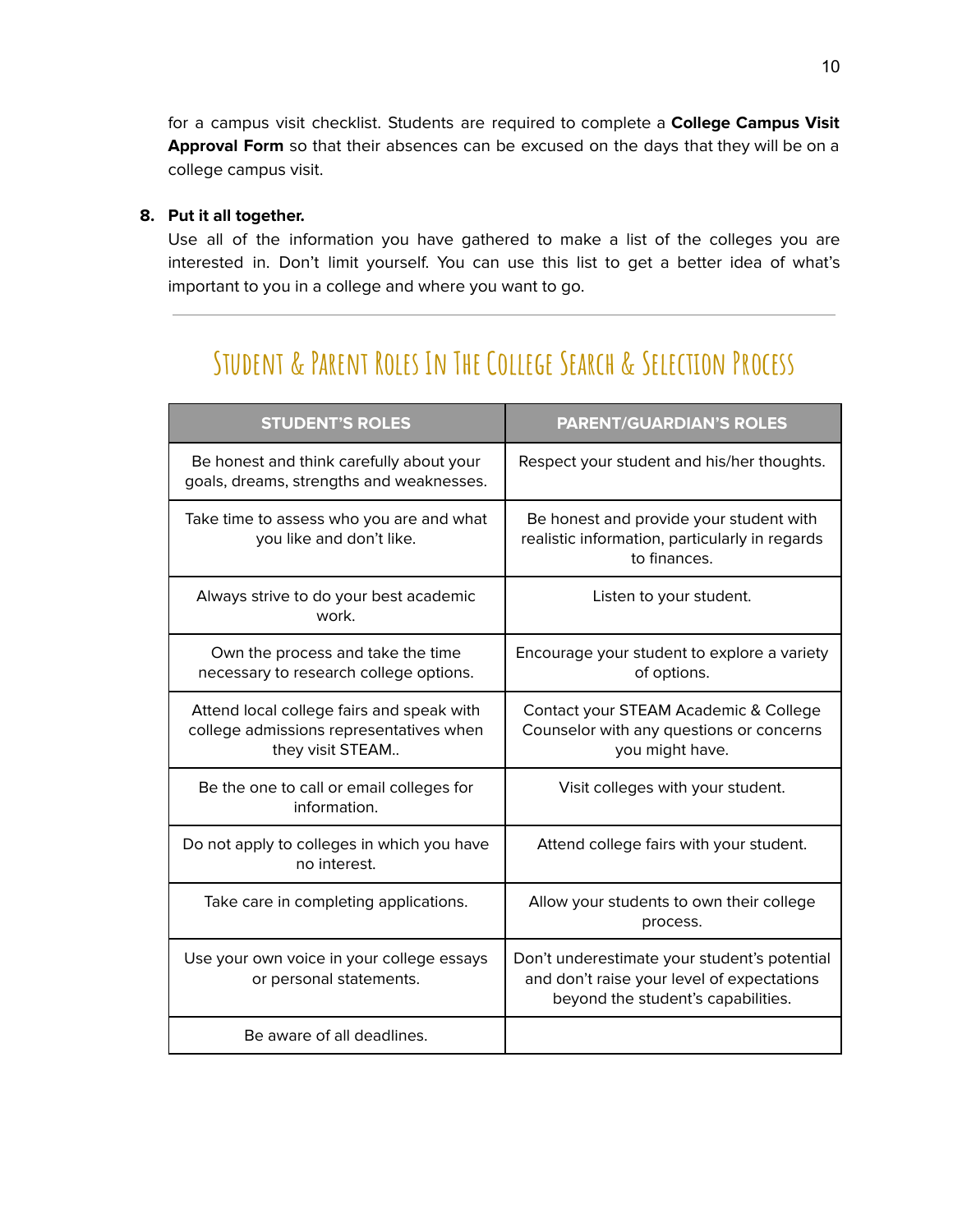for a campus visit checklist. Students are required to complete a **College Campus Visit Approval Form** so that their absences can be excused on the days that they will be on a college campus visit.

8. **Put it all together.**
   Use all of the information you have gathered to make a list of the colleges you are interested in. Don't limit yourself. You can use this list to get a better idea of what's important to you in a college and where you want to go.

---

## Student & Parent Roles In The College Search & Selection Process

| STUDENT'S ROLES | PARENT/GUARDIAN'S ROLES |
| --- | --- |
| Be honest and think carefully about your goals, dreams, strengths and weaknesses. | Respect your student and his/her thoughts. |
| Take time to assess who you are and what you like and don't like. | Be honest and provide your student with realistic information, particularly in regards to finances. |
| Always strive to do your best academic work. | Listen to your student. |
| Own the process and take the time necessary to research college options. | Encourage your student to explore a variety of options. |
| Attend local college fairs and speak with college admissions representatives when they visit STEAM.. | Contact your STEAM Academic & College Counselor with any questions or concerns you might have. |
| Be the one to call or email colleges for information. | Visit colleges with your student. |
| Do not apply to colleges in which you have no interest. | Attend college fairs with your student. |
| Take care in completing applications. | Allow your students to own their college process. |
| Use your own voice in your college essays or personal statements. | Don't underestimate your student's potential and don't raise your level of expectations beyond the student's capabilities. |
| Be aware of all deadlines. | |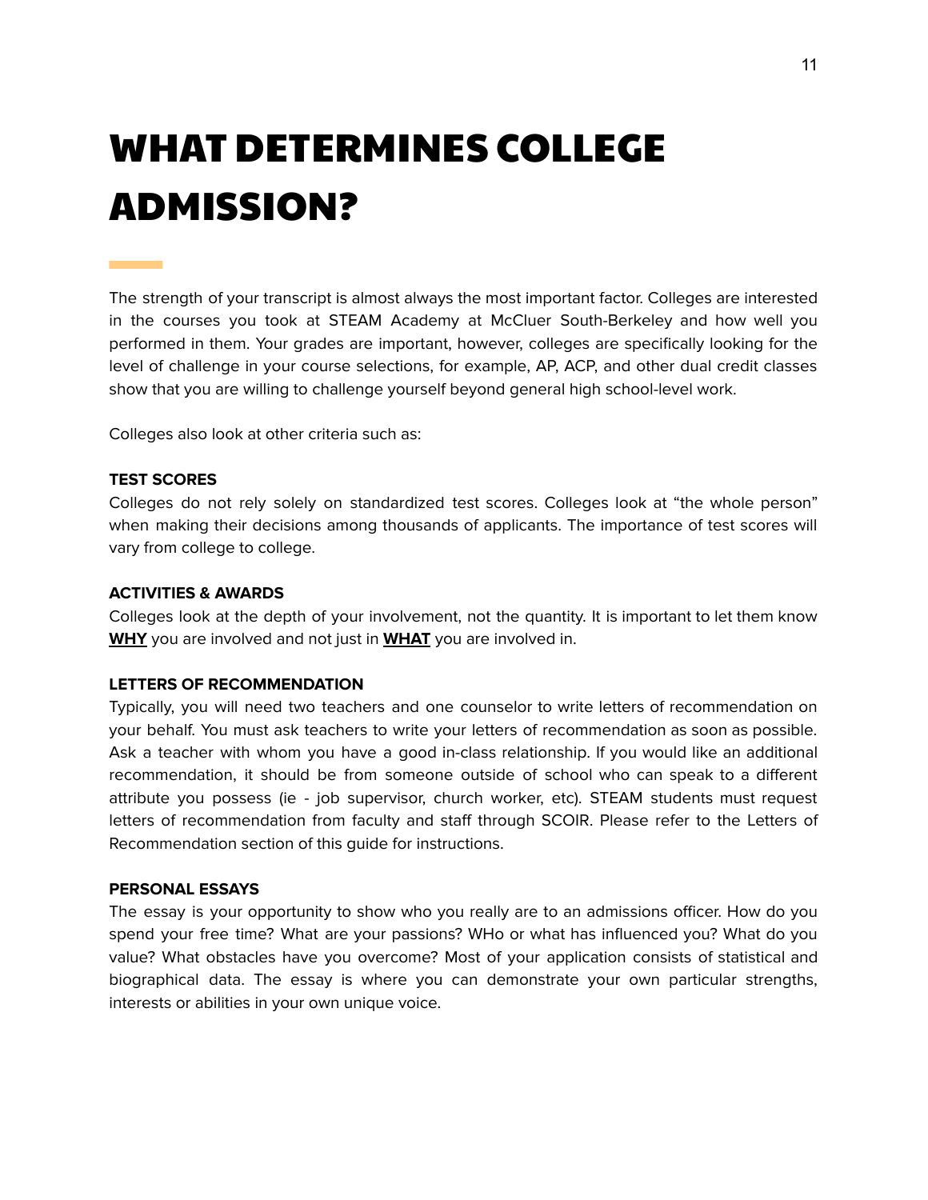# WHAT DETERMINES COLLEGE ADMISSION?

The strength of your transcript is almost always the most important factor. Colleges are interested in the courses you took at STEAM Academy at McCluer South-Berkeley and how well you performed in them. Your grades are important, however, colleges are specifically looking for the level of challenge in your course selections, for example, AP, ACP, and other dual credit classes show that you are willing to challenge yourself beyond general high school-level work.

Colleges also look at other criteria such as:

**TEST SCORES**
Colleges do not rely solely on standardized test scores. Colleges look at "the whole person" when making their decisions among thousands of applicants. The importance of test scores will vary from college to college.

**ACTIVITIES & AWARDS**
Colleges look at the depth of your involvement, not the quantity. It is important to let them know **<u>WHY</u>** you are involved and not just in **<u>WHAT</u>** you are involved in.

**LETTERS OF RECOMMENDATION**
Typically, you will need two teachers and one counselor to write letters of recommendation on your behalf. You must ask teachers to write your letters of recommendation as soon as possible. Ask a teacher with whom you have a good in-class relationship. If you would like an additional recommendation, it should be from someone outside of school who can speak to a different attribute you possess (ie - job supervisor, church worker, etc). STEAM students must request letters of recommendation from faculty and staff through SCOIR. Please refer to the Letters of Recommendation section of this guide for instructions.

**PERSONAL ESSAYS**
The essay is your opportunity to show who you really are to an admissions officer. How do you spend your free time? What are your passions? WHo or what has influenced you? What do you value? What obstacles have you overcome? Most of your application consists of statistical and biographical data. The essay is where you can demonstrate your own particular strengths, interests or abilities in your own unique voice.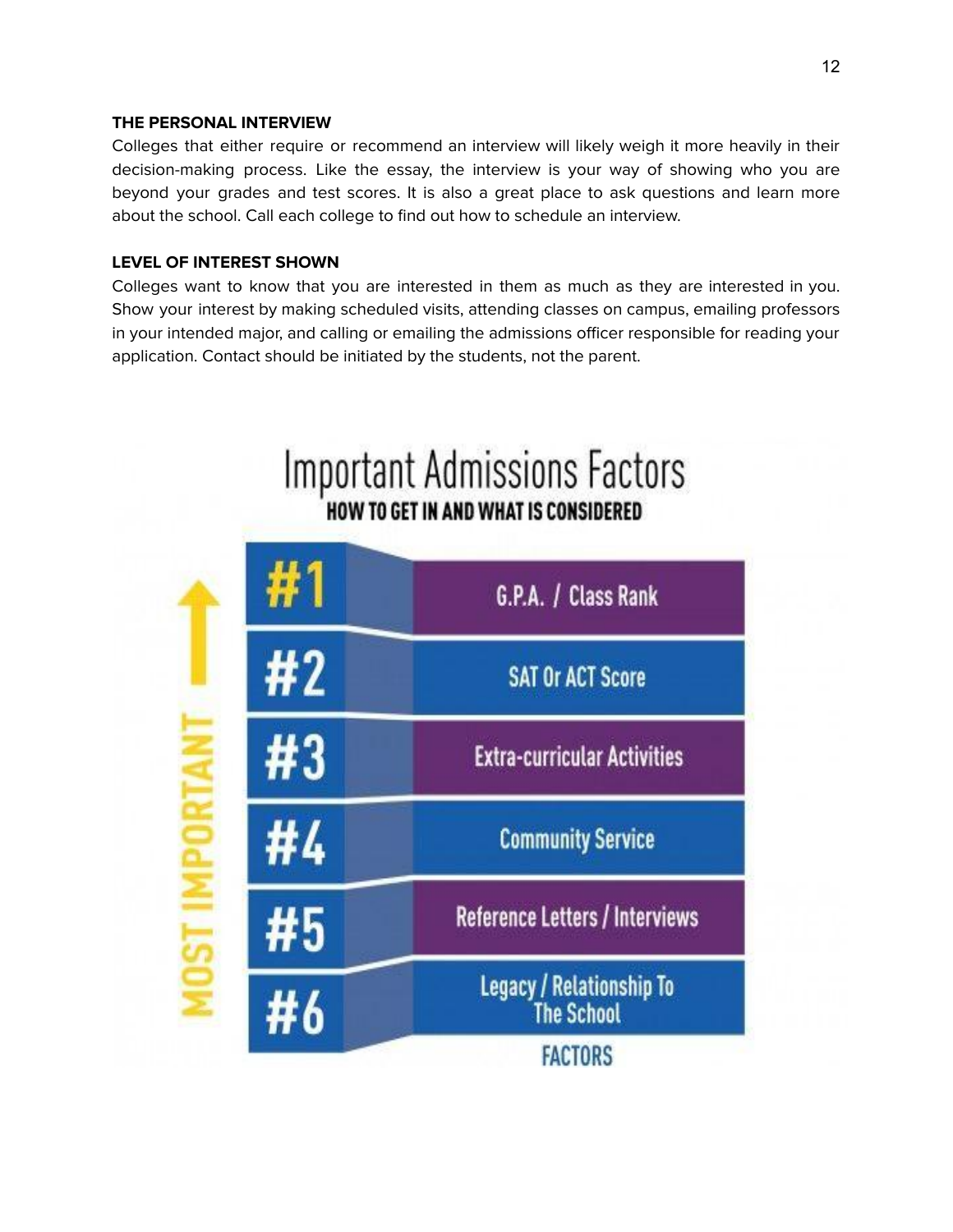**THE PERSONAL INTERVIEW**

Colleges that either require or recommend an interview will likely weigh it more heavily in their decision-making process. Like the essay, the interview is your way of showing who you are beyond your grades and test scores. It is also a great place to ask questions and learn more about the school. Call each college to find out how to schedule an interview.

**LEVEL OF INTEREST SHOWN**

Colleges want to know that you are interested in them as much as they are interested in you. Show your interest by making scheduled visits, attending classes on campus, emailing professors in your intended major, and calling or emailing the admissions officer responsible for reading your application. Contact should be initiated by the students, not the parent.

## Important Admissions Factors

**HOW TO GET IN AND WHAT IS CONSIDERED**

| MOST IMPORTANT | FACTORS |
|---|---|
| #1 | G.P.A. / Class Rank |
| #2 | SAT Or ACT Score |
| #3 | Extra-curricular Activities |
| #4 | Community Service |
| #5 | Reference Letters / Interviews |
| #6 | Legacy / Relationship To The School |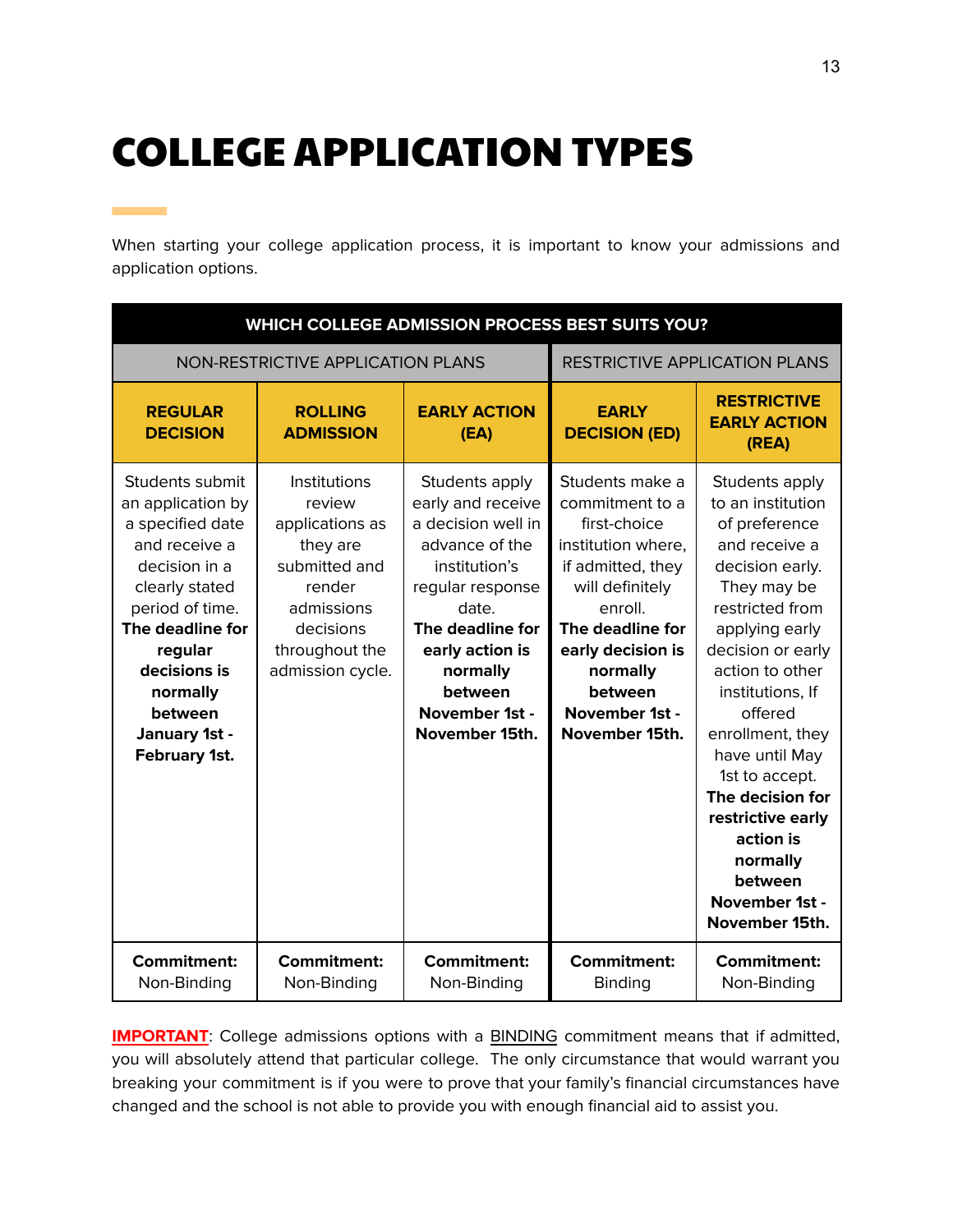# COLLEGE APPLICATION TYPES

When starting your college application process, it is important to know your admissions and application options.

| WHICH COLLEGE ADMISSION PROCESS BEST SUITS YOU? | | | | |
|---|---|---|---|---|
| NON-RESTRICTIVE APPLICATION PLANS | | | RESTRICTIVE APPLICATION PLANS | |
| **REGULAR DECISION** | **ROLLING ADMISSION** | **EARLY ACTION (EA)** | **EARLY DECISION (ED)** | **RESTRICTIVE EARLY ACTION (REA)** |
| Students submit an application by a specified date and receive a decision in a clearly stated period of time. **The deadline for regular decisions is normally between January 1st - February 1st.** | Institutions review applications as they are submitted and render admissions decisions throughout the admission cycle. | Students apply early and receive a decision well in advance of the institution's regular response date. **The deadline for early action is normally between November 1st - November 15th.** | Students make a commitment to a first-choice institution where, if admitted, they will definitely enroll. **The deadline for early decision is normally between November 1st - November 15th.** | Students apply to an institution of preference and receive a decision early. They may be restricted from applying early decision or early action to other institutions, If offered enrollment, they have until May 1st to accept. **The decision for restrictive early action is normally between November 1st - November 15th.** |
| **Commitment:** Non-Binding | **Commitment:** Non-Binding | **Commitment:** Non-Binding | **Commitment:** Binding | **Commitment:** Non-Binding |

**IMPORTANT**: College admissions options with a BINDING commitment means that if admitted, you will absolutely attend that particular college. The only circumstance that would warrant you breaking your commitment is if you were to prove that your family's financial circumstances have changed and the school is not able to provide you with enough financial aid to assist you.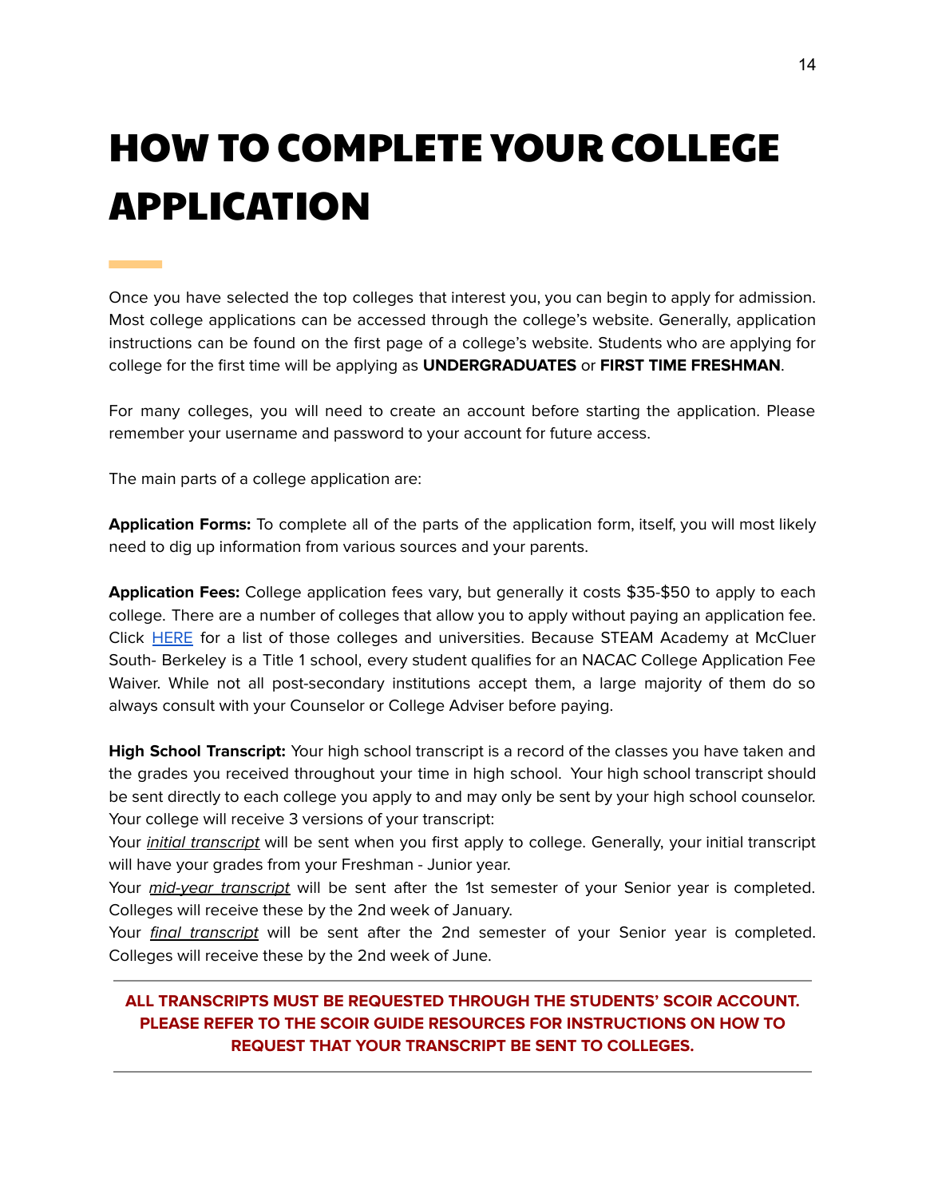# HOW TO COMPLETE YOUR COLLEGE APPLICATION

Once you have selected the top colleges that interest you, you can begin to apply for admission. Most college applications can be accessed through the college's website. Generally, application instructions can be found on the first page of a college's website. Students who are applying for college for the first time will be applying as **UNDERGRADUATES** or **FIRST TIME FRESHMAN**.

For many colleges, you will need to create an account before starting the application. Please remember your username and password to your account for future access.

The main parts of a college application are:

**Application Forms:** To complete all of the parts of the application form, itself, you will most likely need to dig up information from various sources and your parents.

**Application Fees:** College application fees vary, but generally it costs $35-$50 to apply to each college. There are a number of colleges that allow you to apply without paying an application fee. Click HERE for a list of those colleges and universities. Because STEAM Academy at McCluer South- Berkeley is a Title 1 school, every student qualifies for an NACAC College Application Fee Waiver. While not all post-secondary institutions accept them, a large majority of them do so always consult with your Counselor or College Adviser before paying.

**High School Transcript:** Your high school transcript is a record of the classes you have taken and the grades you received throughout your time in high school. Your high school transcript should be sent directly to each college you apply to and may only be sent by your high school counselor. Your college will receive 3 versions of your transcript:
Your *initial transcript* will be sent when you first apply to college. Generally, your initial transcript will have your grades from your Freshman - Junior year.
Your *mid-year transcript* will be sent after the 1st semester of your Senior year is completed. Colleges will receive these by the 2nd week of January.
Your *final transcript* will be sent after the 2nd semester of your Senior year is completed. Colleges will receive these by the 2nd week of June.

---

**ALL TRANSCRIPTS MUST BE REQUESTED THROUGH THE STUDENTS' SCOIR ACCOUNT. PLEASE REFER TO THE SCOIR GUIDE RESOURCES FOR INSTRUCTIONS ON HOW TO REQUEST THAT YOUR TRANSCRIPT BE SENT TO COLLEGES.**

---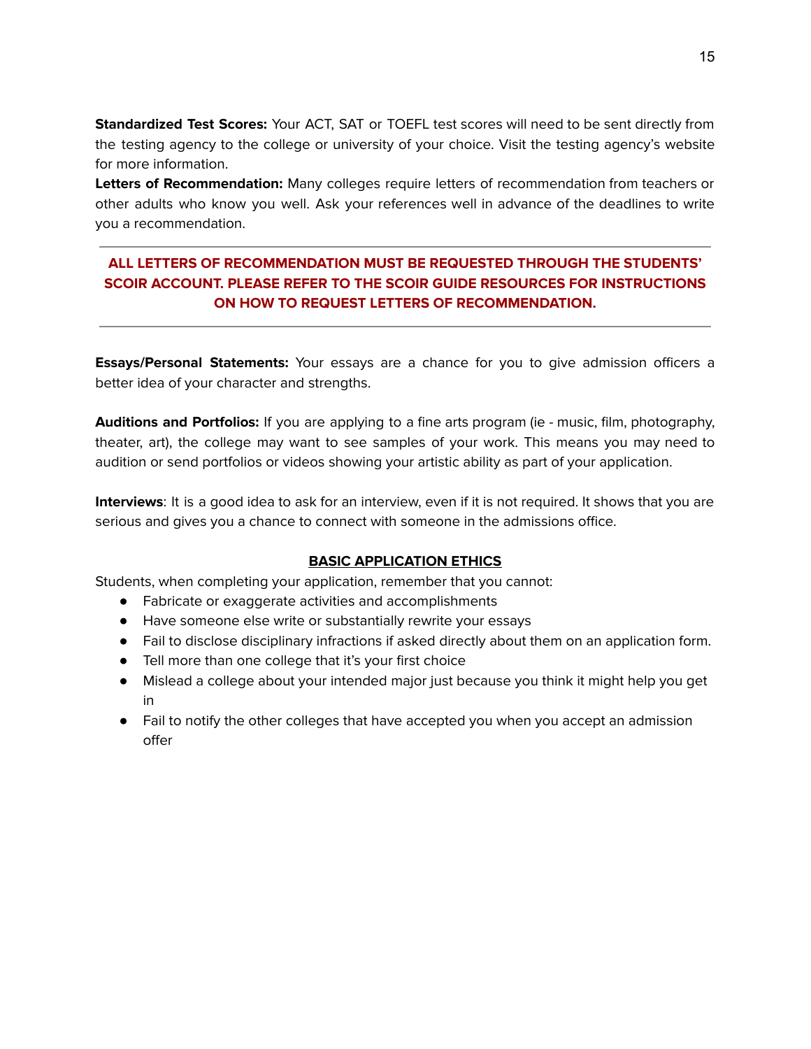**Standardized Test Scores:** Your ACT, SAT or TOEFL test scores will need to be sent directly from the testing agency to the college or university of your choice. Visit the testing agency's website for more information.

**Letters of Recommendation:** Many colleges require letters of recommendation from teachers or other adults who know you well. Ask your references well in advance of the deadlines to write you a recommendation.

---

**ALL LETTERS OF RECOMMENDATION MUST BE REQUESTED THROUGH THE STUDENTS' SCOIR ACCOUNT. PLEASE REFER TO THE SCOIR GUIDE RESOURCES FOR INSTRUCTIONS ON HOW TO REQUEST LETTERS OF RECOMMENDATION.**

---

**Essays/Personal Statements:** Your essays are a chance for you to give admission officers a better idea of your character and strengths.

**Auditions and Portfolios:** If you are applying to a fine arts program (ie - music, film, photography, theater, art), the college may want to see samples of your work. This means you may need to audition or send portfolios or videos showing your artistic ability as part of your application.

**Interviews**: It is a good idea to ask for an interview, even if it is not required. It shows that you are serious and gives you a chance to connect with someone in the admissions office.

## BASIC APPLICATION ETHICS

Students, when completing your application, remember that you cannot:

- Fabricate or exaggerate activities and accomplishments
- Have someone else write or substantially rewrite your essays
- Fail to disclose disciplinary infractions if asked directly about them on an application form.
- Tell more than one college that it's your first choice
- Mislead a college about your intended major just because you think it might help you get in
- Fail to notify the other colleges that have accepted you when you accept an admission offer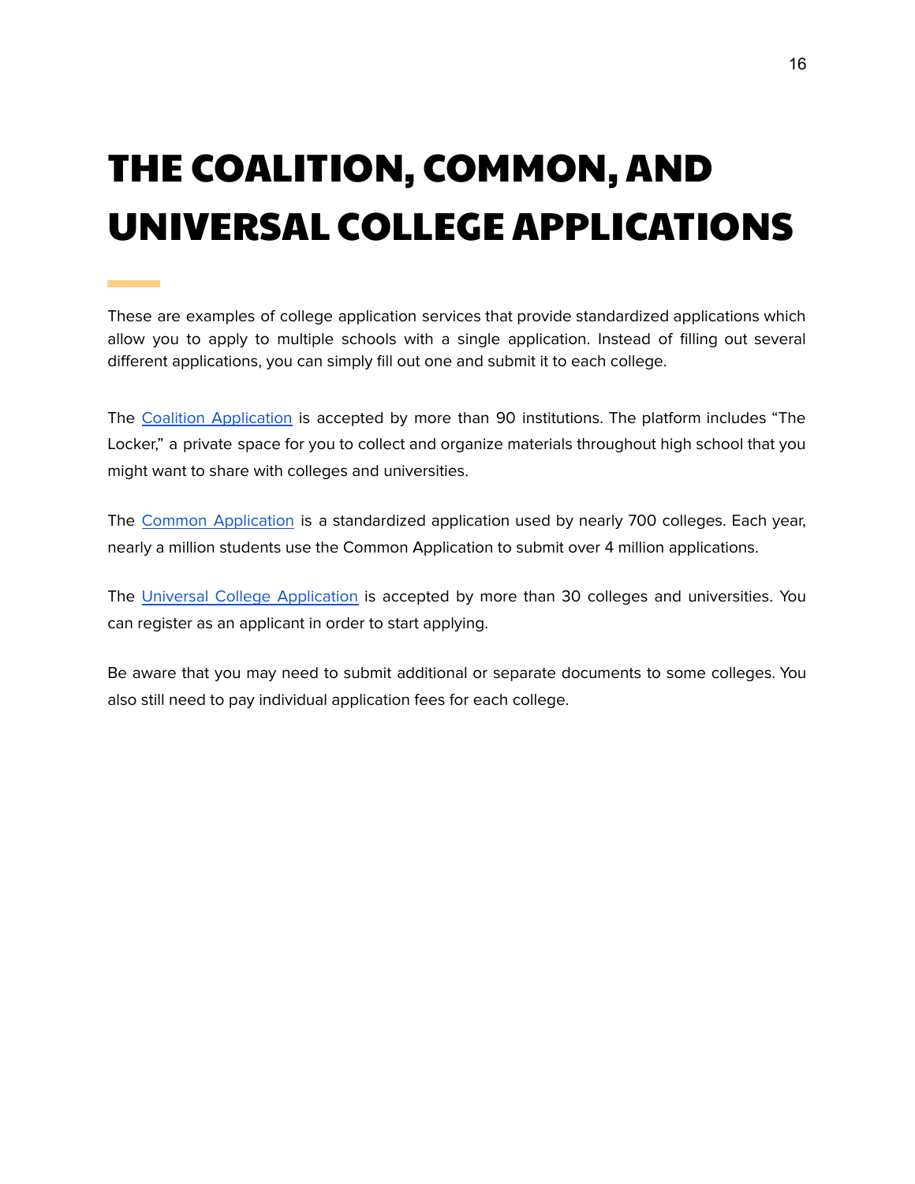# THE COALITION, COMMON, AND UNIVERSAL COLLEGE APPLICATIONS

These are examples of college application services that provide standardized applications which allow you to apply to multiple schools with a single application. Instead of filling out several different applications, you can simply fill out one and submit it to each college.

The Coalition Application is accepted by more than 90 institutions. The platform includes “The Locker,” a private space for you to collect and organize materials throughout high school that you might want to share with colleges and universities.

The Common Application is a standardized application used by nearly 700 colleges. Each year, nearly a million students use the Common Application to submit over 4 million applications.

The Universal College Application is accepted by more than 30 colleges and universities. You can register as an applicant in order to start applying.

Be aware that you may need to submit additional or separate documents to some colleges. You also still need to pay individual application fees for each college.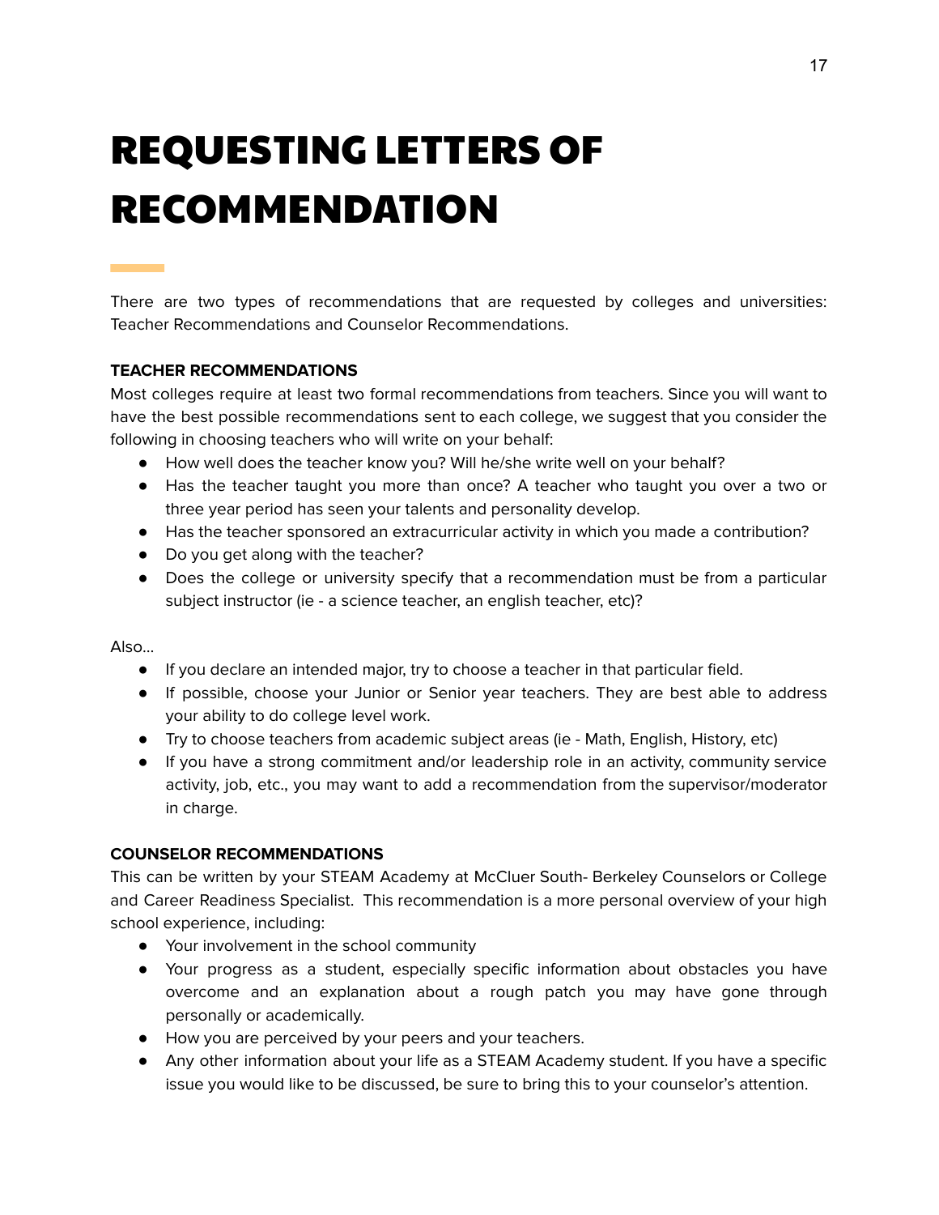# REQUESTING LETTERS OF RECOMMENDATION

There are two types of recommendations that are requested by colleges and universities: Teacher Recommendations and Counselor Recommendations.

**TEACHER RECOMMENDATIONS**

Most colleges require at least two formal recommendations from teachers. Since you will want to have the best possible recommendations sent to each college, we suggest that you consider the following in choosing teachers who will write on your behalf:

- How well does the teacher know you? Will he/she write well on your behalf?
- Has the teacher taught you more than once? A teacher who taught you over a two or three year period has seen your talents and personality develop.
- Has the teacher sponsored an extracurricular activity in which you made a contribution?
- Do you get along with the teacher?
- Does the college or university specify that a recommendation must be from a particular subject instructor (ie - a science teacher, an english teacher, etc)?

Also...

- If you declare an intended major, try to choose a teacher in that particular field.
- If possible, choose your Junior or Senior year teachers. They are best able to address your ability to do college level work.
- Try to choose teachers from academic subject areas (ie - Math, English, History, etc)
- If you have a strong commitment and/or leadership role in an activity, community service activity, job, etc., you may want to add a recommendation from the supervisor/moderator in charge.

**COUNSELOR RECOMMENDATIONS**

This can be written by your STEAM Academy at McCluer South- Berkeley Counselors or College and Career Readiness Specialist. This recommendation is a more personal overview of your high school experience, including:

- Your involvement in the school community
- Your progress as a student, especially specific information about obstacles you have overcome and an explanation about a rough patch you may have gone through personally or academically.
- How you are perceived by your peers and your teachers.
- Any other information about your life as a STEAM Academy student. If you have a specific issue you would like to be discussed, be sure to bring this to your counselor's attention.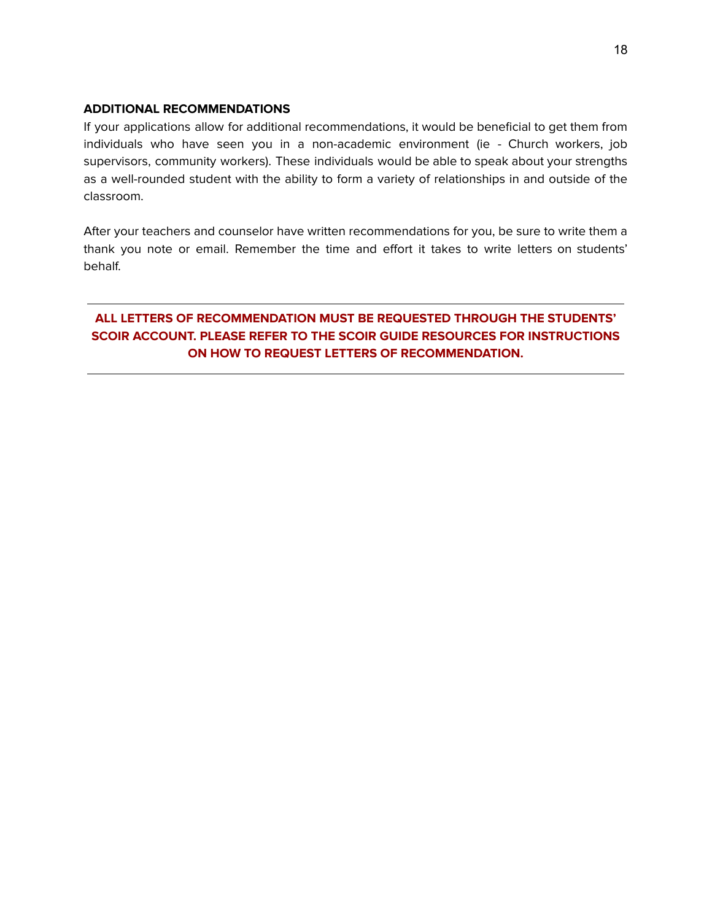**ADDITIONAL RECOMMENDATIONS**

If your applications allow for additional recommendations, it would be beneficial to get them from individuals who have seen you in a non-academic environment (ie - Church workers, job supervisors, community workers). These individuals would be able to speak about your strengths as a well-rounded student with the ability to form a variety of relationships in and outside of the classroom.

After your teachers and counselor have written recommendations for you, be sure to write them a thank you note or email. Remember the time and effort it takes to write letters on students' behalf.

---

**ALL LETTERS OF RECOMMENDATION MUST BE REQUESTED THROUGH THE STUDENTS' SCOIR ACCOUNT. PLEASE REFER TO THE SCOIR GUIDE RESOURCES FOR INSTRUCTIONS ON HOW TO REQUEST LETTERS OF RECOMMENDATION.**

---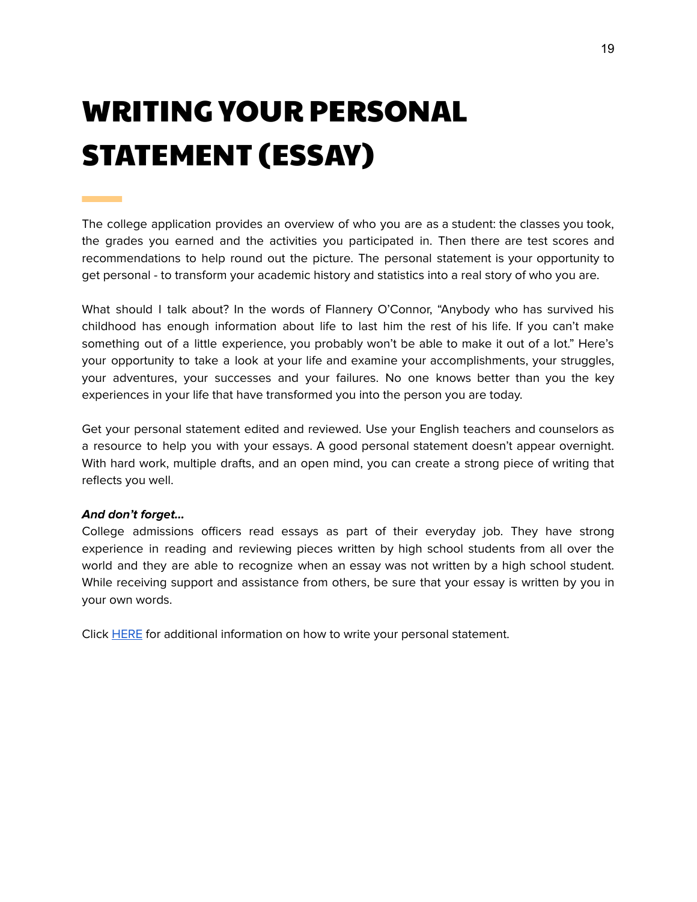# WRITING YOUR PERSONAL STATEMENT (ESSAY)

The college application provides an overview of who you are as a student: the classes you took, the grades you earned and the activities you participated in. Then there are test scores and recommendations to help round out the picture. The personal statement is your opportunity to get personal - to transform your academic history and statistics into a real story of who you are.

What should I talk about? In the words of Flannery O'Connor, "Anybody who has survived his childhood has enough information about life to last him the rest of his life. If you can't make something out of a little experience, you probably won't be able to make it out of a lot." Here's your opportunity to take a look at your life and examine your accomplishments, your struggles, your adventures, your successes and your failures. No one knows better than you the key experiences in your life that have transformed you into the person you are today.

Get your personal statement edited and reviewed. Use your English teachers and counselors as a resource to help you with your essays. A good personal statement doesn't appear overnight. With hard work, multiple drafts, and an open mind, you can create a strong piece of writing that reflects you well.

***And don't forget…***
College admissions officers read essays as part of their everyday job. They have strong experience in reading and reviewing pieces written by high school students from all over the world and they are able to recognize when an essay was not written by a high school student. While receiving support and assistance from others, be sure that your essay is written by you in your own words.

Click HERE for additional information on how to write your personal statement.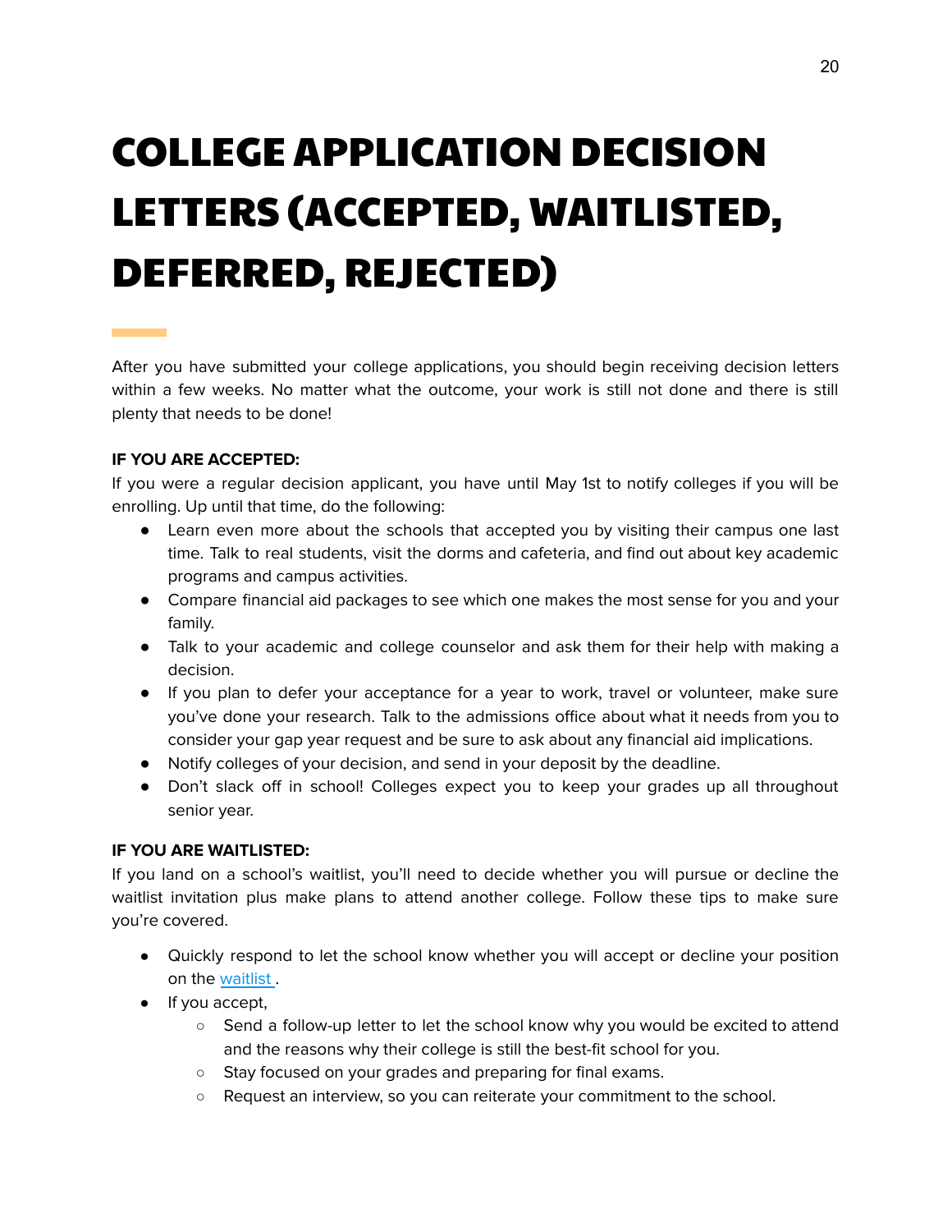# COLLEGE APPLICATION DECISION LETTERS (ACCEPTED, WAITLISTED, DEFERRED, REJECTED)

After you have submitted your college applications, you should begin receiving decision letters within a few weeks. No matter what the outcome, your work is still not done and there is still plenty that needs to be done!

**IF YOU ARE ACCEPTED:**

If you were a regular decision applicant, you have until May 1st to notify colleges if you will be enrolling. Up until that time, do the following:

- Learn even more about the schools that accepted you by visiting their campus one last time. Talk to real students, visit the dorms and cafeteria, and find out about key academic programs and campus activities.
- Compare financial aid packages to see which one makes the most sense for you and your family.
- Talk to your academic and college counselor and ask them for their help with making a decision.
- If you plan to defer your acceptance for a year to work, travel or volunteer, make sure you've done your research. Talk to the admissions office about what it needs from you to consider your gap year request and be sure to ask about any financial aid implications.
- Notify colleges of your decision, and send in your deposit by the deadline.
- Don't slack off in school! Colleges expect you to keep your grades up all throughout senior year.

**IF YOU ARE WAITLISTED:**

If you land on a school's waitlist, you'll need to decide whether you will pursue or decline the waitlist invitation plus make plans to attend another college. Follow these tips to make sure you're covered.

- Quickly respond to let the school know whether you will accept or decline your position on the waitlist.
- If you accept,
  - Send a follow-up letter to let the school know why you would be excited to attend and the reasons why their college is still the best-fit school for you.
  - Stay focused on your grades and preparing for final exams.
  - Request an interview, so you can reiterate your commitment to the school.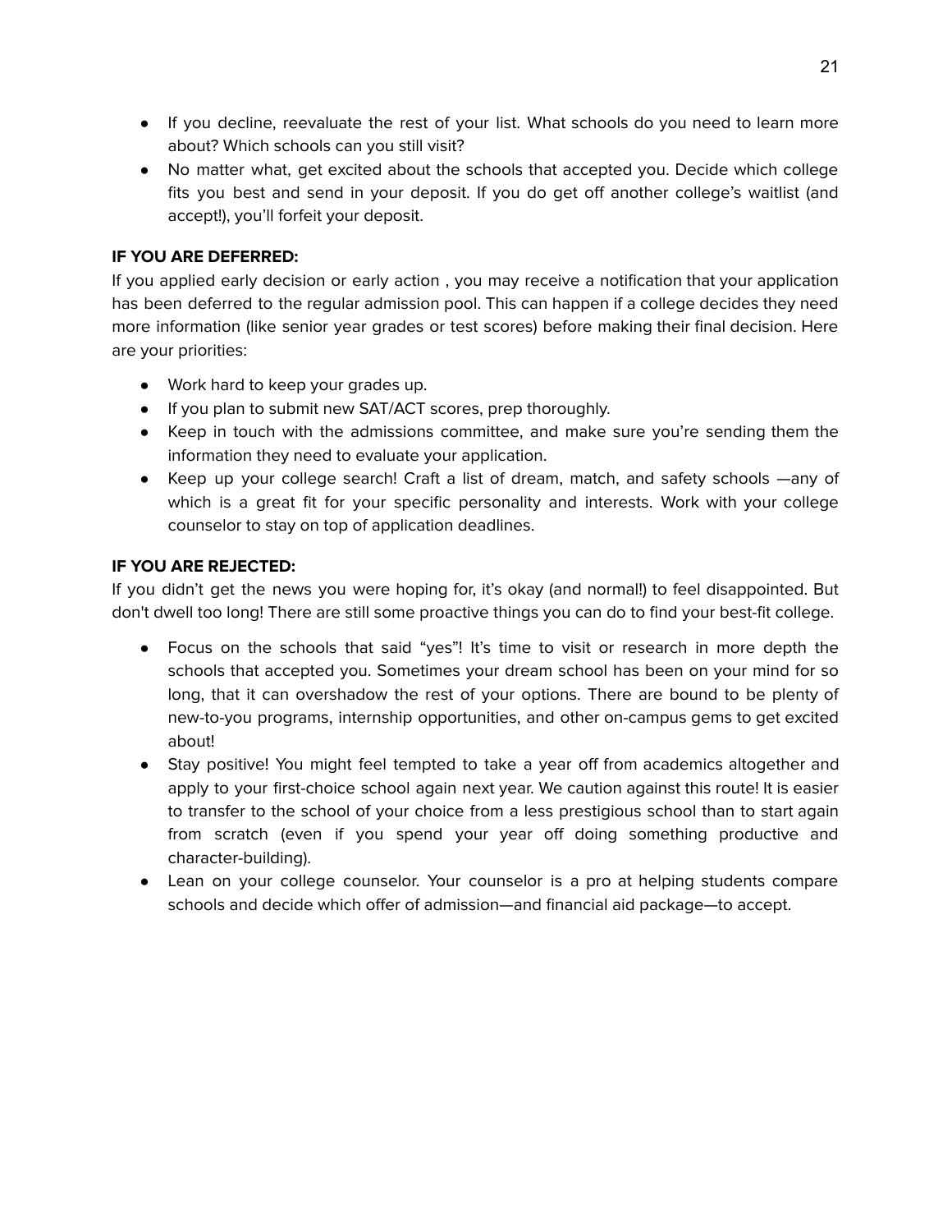- If you decline, reevaluate the rest of your list. What schools do you need to learn more about? Which schools can you still visit?
- No matter what, get excited about the schools that accepted you. Decide which college fits you best and send in your deposit. If you do get off another college's waitlist (and accept!), you'll forfeit your deposit.

**IF YOU ARE DEFERRED:**

If you applied early decision or early action , you may receive a notification that your application has been deferred to the regular admission pool. This can happen if a college decides they need more information (like senior year grades or test scores) before making their final decision. Here are your priorities:

- Work hard to keep your grades up.
- If you plan to submit new SAT/ACT scores, prep thoroughly.
- Keep in touch with the admissions committee, and make sure you're sending them the information they need to evaluate your application.
- Keep up your college search! Craft a list of dream, match, and safety schools —any of which is a great fit for your specific personality and interests. Work with your college counselor to stay on top of application deadlines.

**IF YOU ARE REJECTED:**

If you didn't get the news you were hoping for, it's okay (and normal!) to feel disappointed. But don't dwell too long! There are still some proactive things you can do to find your best-fit college.

- Focus on the schools that said "yes"! It's time to visit or research in more depth the schools that accepted you. Sometimes your dream school has been on your mind for so long, that it can overshadow the rest of your options. There are bound to be plenty of new-to-you programs, internship opportunities, and other on-campus gems to get excited about!
- Stay positive! You might feel tempted to take a year off from academics altogether and apply to your first-choice school again next year. We caution against this route! It is easier to transfer to the school of your choice from a less prestigious school than to start again from scratch (even if you spend your year off doing something productive and character-building).
- Lean on your college counselor. Your counselor is a pro at helping students compare schools and decide which offer of admission—and financial aid package—to accept.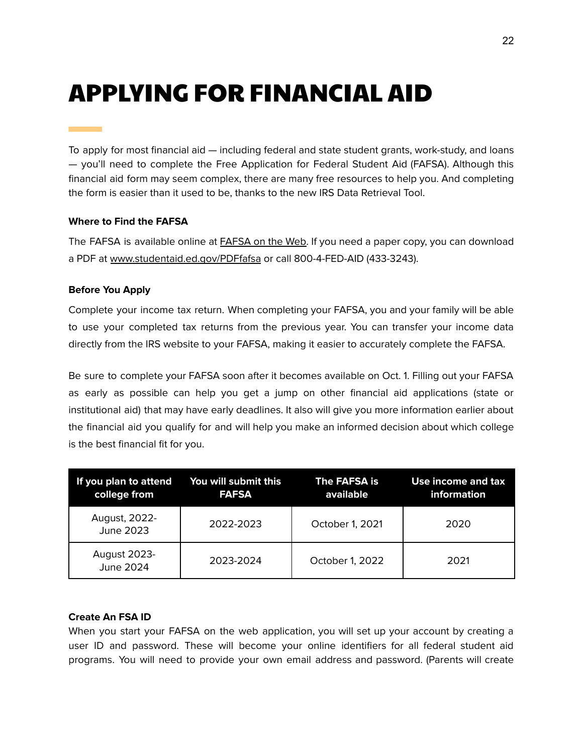# APPLYING FOR FINANCIAL AID

To apply for most financial aid — including federal and state student grants, work-study, and loans — you'll need to complete the Free Application for Federal Student Aid (FAFSA). Although this financial aid form may seem complex, there are many free resources to help you. And completing the form is easier than it used to be, thanks to the new IRS Data Retrieval Tool.

**Where to Find the FAFSA**

The FAFSA is available online at FAFSA on the Web. If you need a paper copy, you can download a PDF at www.studentaid.ed.gov/PDFfafsa or call 800-4-FED-AID (433-3243).

**Before You Apply**

Complete your income tax return. When completing your FAFSA, you and your family will be able to use your completed tax returns from the previous year. You can transfer your income data directly from the IRS website to your FAFSA, making it easier to accurately complete the FAFSA.

Be sure to complete your FAFSA soon after it becomes available on Oct. 1. Filling out your FAFSA as early as possible can help you get a jump on other financial aid applications (state or institutional aid) that may have early deadlines. It also will give you more information earlier about the financial aid you qualify for and will help you make an informed decision about which college is the best financial fit for you.

| If you plan to attend college from | You will submit this FAFSA | The FAFSA is available | Use income and tax information |
|---|---|---|---|
| August, 2022-June 2023 | 2022-2023 | October 1, 2021 | 2020 |
| August 2023-June 2024 | 2023-2024 | October 1, 2022 | 2021 |

**Create An FSA ID**

When you start your FAFSA on the web application, you will set up your account by creating a user ID and password. These will become your online identifiers for all federal student aid programs. You will need to provide your own email address and password. (Parents will create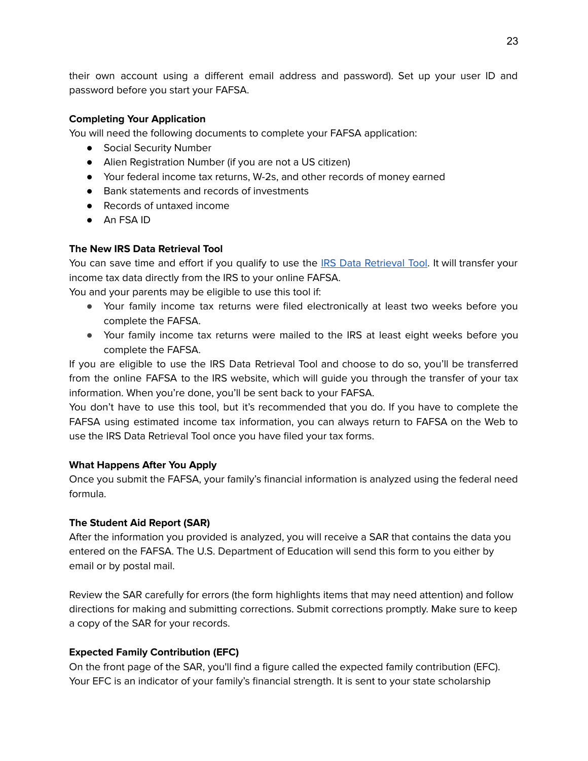their own account using a different email address and password). Set up your user ID and password before you start your FAFSA.

**Completing Your Application**

You will need the following documents to complete your FAFSA application:

- Social Security Number
- Alien Registration Number (if you are not a US citizen)
- Your federal income tax returns, W-2s, and other records of money earned
- Bank statements and records of investments
- Records of untaxed income
- An FSA ID

**The New IRS Data Retrieval Tool**

You can save time and effort if you qualify to use the [IRS Data Retrieval Tool](). It will transfer your income tax data directly from the IRS to your online FAFSA.

You and your parents may be eligible to use this tool if:

- Your family income tax returns were filed electronically at least two weeks before you complete the FAFSA.
- Your family income tax returns were mailed to the IRS at least eight weeks before you complete the FAFSA.

If you are eligible to use the IRS Data Retrieval Tool and choose to do so, you'll be transferred from the online FAFSA to the IRS website, which will guide you through the transfer of your tax information. When you're done, you'll be sent back to your FAFSA.

You don't have to use this tool, but it's recommended that you do. If you have to complete the FAFSA using estimated income tax information, you can always return to FAFSA on the Web to use the IRS Data Retrieval Tool once you have filed your tax forms.

**What Happens After You Apply**

Once you submit the FAFSA, your family's financial information is analyzed using the federal need formula.

**The Student Aid Report (SAR)**

After the information you provided is analyzed, you will receive a SAR that contains the data you entered on the FAFSA. The U.S. Department of Education will send this form to you either by email or by postal mail.

Review the SAR carefully for errors (the form highlights items that may need attention) and follow directions for making and submitting corrections. Submit corrections promptly. Make sure to keep a copy of the SAR for your records.

**Expected Family Contribution (EFC)**

On the front page of the SAR, you'll find a figure called the expected family contribution (EFC). Your EFC is an indicator of your family's financial strength. It is sent to your state scholarship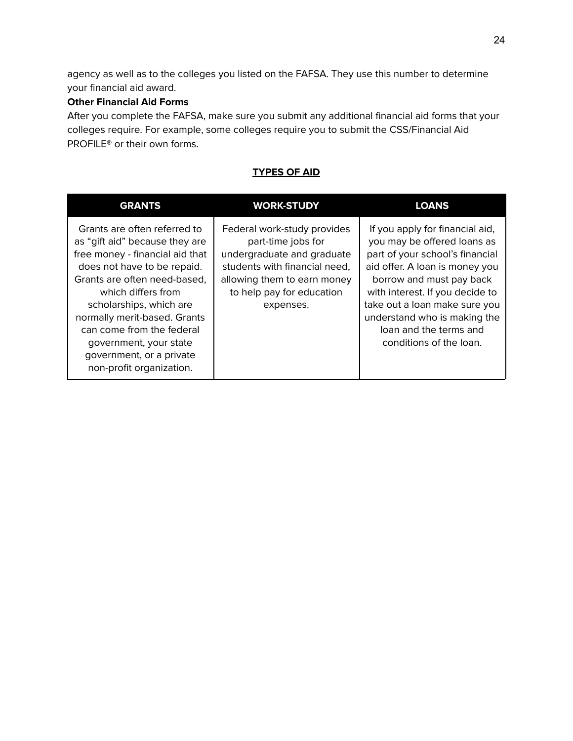agency as well as to the colleges you listed on the FAFSA. They use this number to determine your financial aid award.

**Other Financial Aid Forms**

After you complete the FAFSA, make sure you submit any additional financial aid forms that your colleges require. For example, some colleges require you to submit the CSS/Financial Aid PROFILE® or their own forms.

## TYPES OF AID

| GRANTS | WORK-STUDY | LOANS |
|---|---|---|
| Grants are often referred to as “gift aid” because they are free money - financial aid that does not have to be repaid. Grants are often need-based, which differs from scholarships, which are normally merit-based. Grants can come from the federal government, your state government, or a private non-profit organization. | Federal work-study provides part-time jobs for undergraduate and graduate students with financial need, allowing them to earn money to help pay for education expenses. | If you apply for financial aid, you may be offered loans as part of your school’s financial aid offer. A loan is money you borrow and must pay back with interest. If you decide to take out a loan make sure you understand who is making the loan and the terms and conditions of the loan. |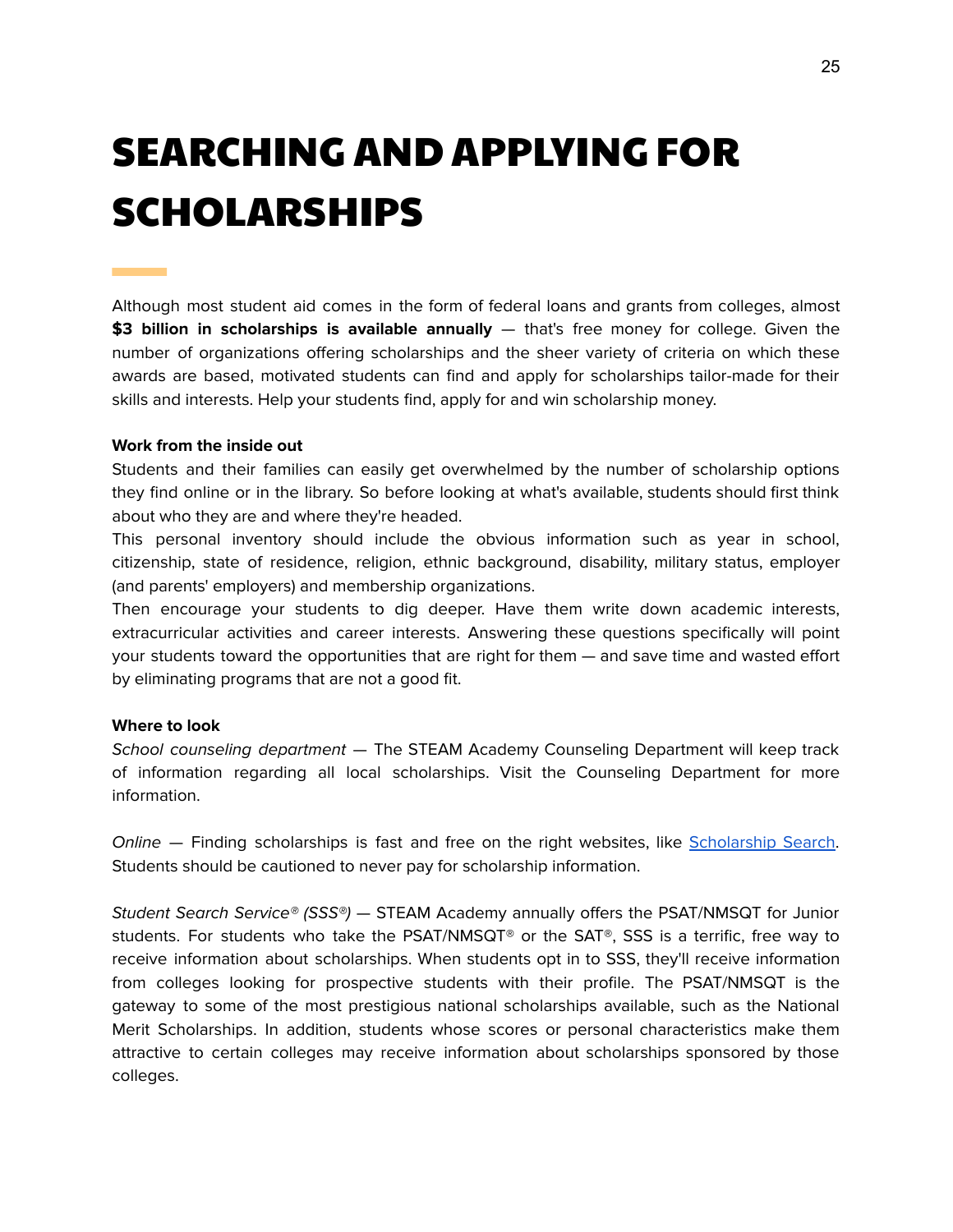# SEARCHING AND APPLYING FOR SCHOLARSHIPS

Although most student aid comes in the form of federal loans and grants from colleges, almost **$3 billion in scholarships is available annually** — that's free money for college. Given the number of organizations offering scholarships and the sheer variety of criteria on which these awards are based, motivated students can find and apply for scholarships tailor-made for their skills and interests. Help your students find, apply for and win scholarship money.

**Work from the inside out**

Students and their families can easily get overwhelmed by the number of scholarship options they find online or in the library. So before looking at what's available, students should first think about who they are and where they're headed.

This personal inventory should include the obvious information such as year in school, citizenship, state of residence, religion, ethnic background, disability, military status, employer (and parents' employers) and membership organizations.

Then encourage your students to dig deeper. Have them write down academic interests, extracurricular activities and career interests. Answering these questions specifically will point your students toward the opportunities that are right for them — and save time and wasted effort by eliminating programs that are not a good fit.

**Where to look**

*School counseling department* — The STEAM Academy Counseling Department will keep track of information regarding all local scholarships. Visit the Counseling Department for more information.

*Online* — Finding scholarships is fast and free on the right websites, like Scholarship Search. Students should be cautioned to never pay for scholarship information.

*Student Search Service® (SSS®)* — STEAM Academy annually offers the PSAT/NMSQT for Junior students. For students who take the PSAT/NMSQT® or the SAT®, SSS is a terrific, free way to receive information about scholarships. When students opt in to SSS, they'll receive information from colleges looking for prospective students with their profile. The PSAT/NMSQT is the gateway to some of the most prestigious national scholarships available, such as the National Merit Scholarships. In addition, students whose scores or personal characteristics make them attractive to certain colleges may receive information about scholarships sponsored by those colleges.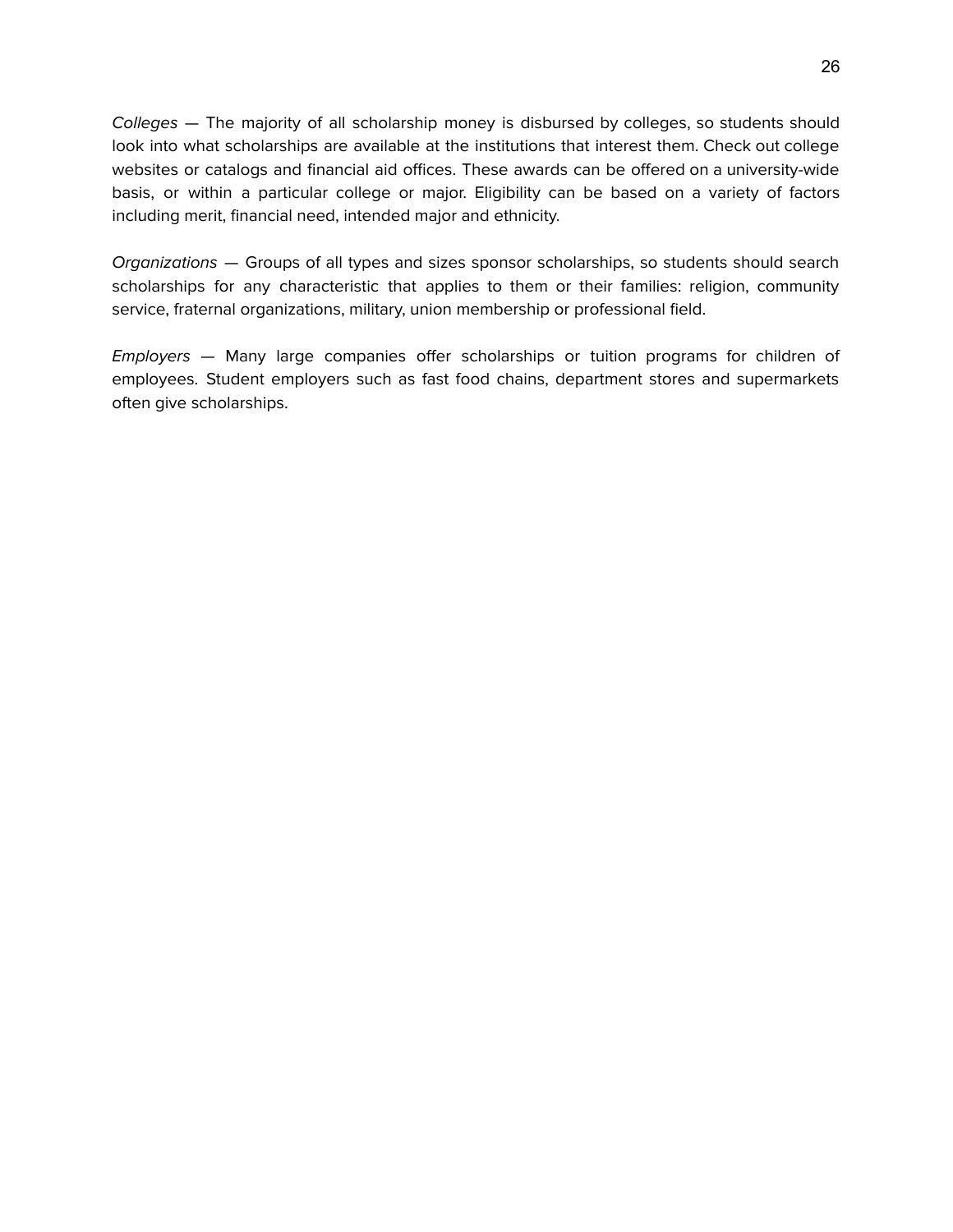*Colleges* — The majority of all scholarship money is disbursed by colleges, so students should look into what scholarships are available at the institutions that interest them. Check out college websites or catalogs and financial aid offices. These awards can be offered on a university-wide basis, or within a particular college or major. Eligibility can be based on a variety of factors including merit, financial need, intended major and ethnicity.

*Organizations* — Groups of all types and sizes sponsor scholarships, so students should search scholarships for any characteristic that applies to them or their families: religion, community service, fraternal organizations, military, union membership or professional field.

*Employers* — Many large companies offer scholarships or tuition programs for children of employees. Student employers such as fast food chains, department stores and supermarkets often give scholarships.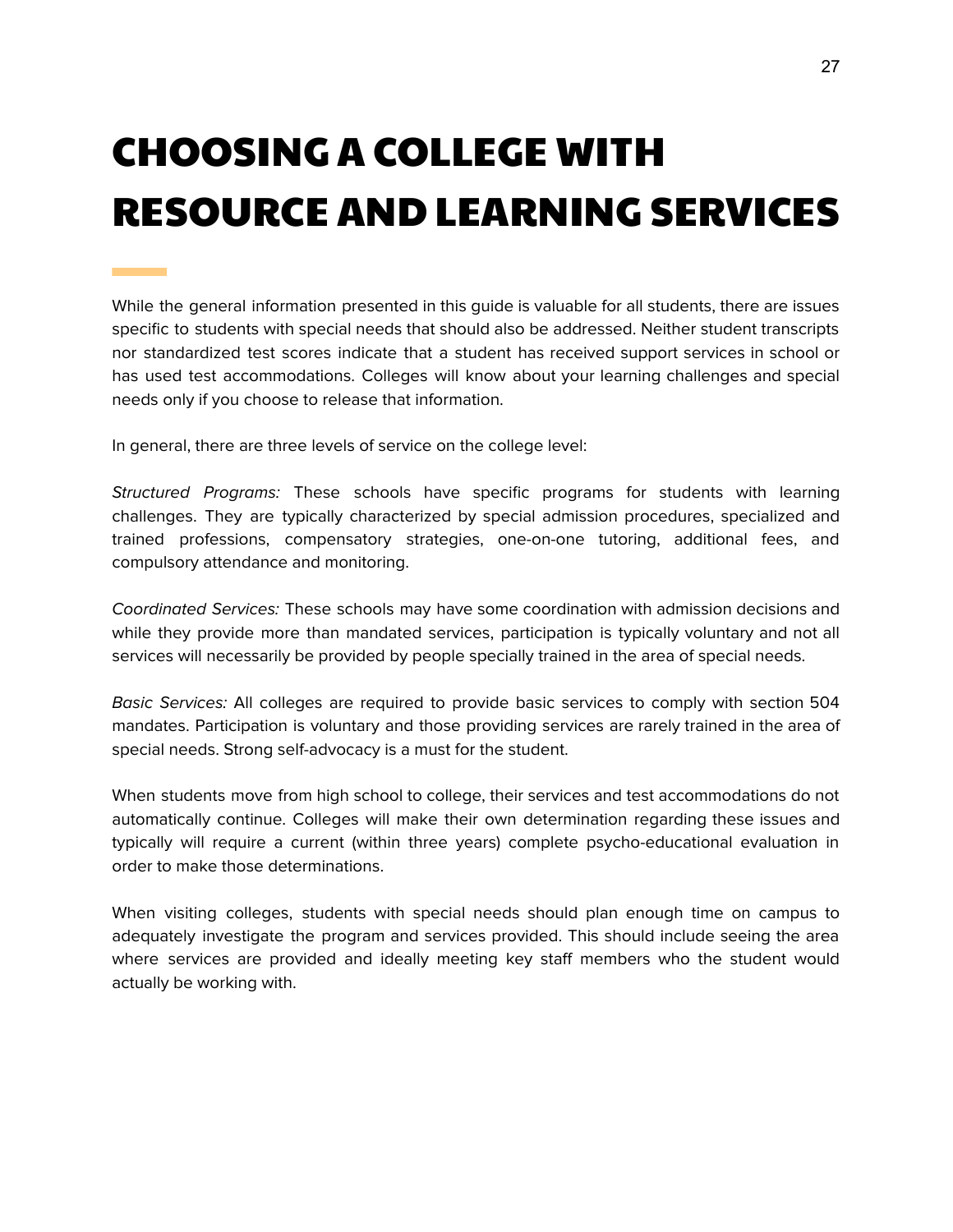# CHOOSING A COLLEGE WITH RESOURCE AND LEARNING SERVICES

While the general information presented in this guide is valuable for all students, there are issues specific to students with special needs that should also be addressed. Neither student transcripts nor standardized test scores indicate that a student has received support services in school or has used test accommodations. Colleges will know about your learning challenges and special needs only if you choose to release that information.

In general, there are three levels of service on the college level:

*Structured Programs:* These schools have specific programs for students with learning challenges. They are typically characterized by special admission procedures, specialized and trained professions, compensatory strategies, one-on-one tutoring, additional fees, and compulsory attendance and monitoring.

*Coordinated Services:* These schools may have some coordination with admission decisions and while they provide more than mandated services, participation is typically voluntary and not all services will necessarily be provided by people specially trained in the area of special needs.

*Basic Services:* All colleges are required to provide basic services to comply with section 504 mandates. Participation is voluntary and those providing services are rarely trained in the area of special needs. Strong self-advocacy is a must for the student.

When students move from high school to college, their services and test accommodations do not automatically continue. Colleges will make their own determination regarding these issues and typically will require a current (within three years) complete psycho-educational evaluation in order to make those determinations.

When visiting colleges, students with special needs should plan enough time on campus to adequately investigate the program and services provided. This should include seeing the area where services are provided and ideally meeting key staff members who the student would actually be working with.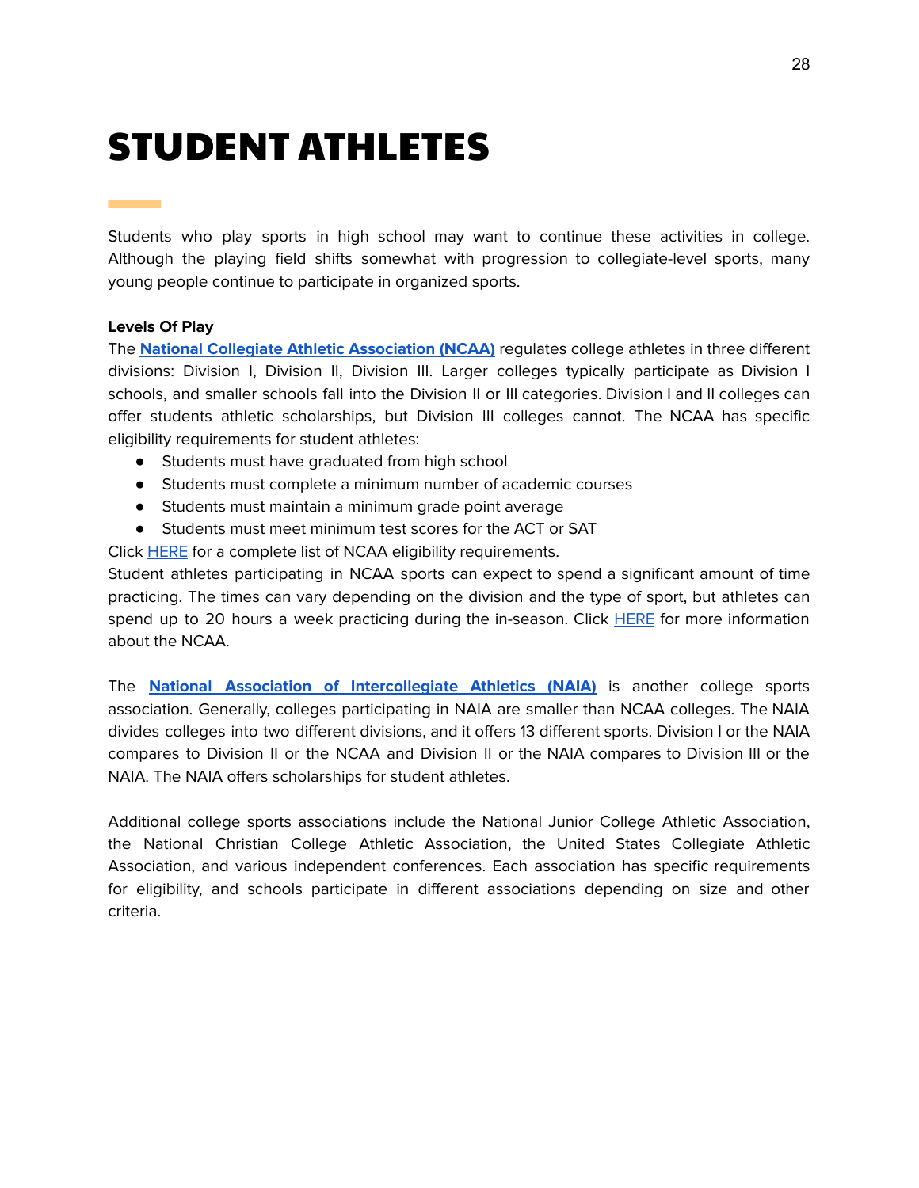# STUDENT ATHLETES

Students who play sports in high school may want to continue these activities in college. Although the playing field shifts somewhat with progression to collegiate-level sports, many young people continue to participate in organized sports.

**Levels Of Play**

The **National Collegiate Athletic Association (NCAA)** regulates college athletes in three different divisions: Division I, Division II, Division III. Larger colleges typically participate as Division I schools, and smaller schools fall into the Division II or III categories. Division I and II colleges can offer students athletic scholarships, but Division III colleges cannot. The NCAA has specific eligibility requirements for student athletes:

- Students must have graduated from high school
- Students must complete a minimum number of academic courses
- Students must maintain a minimum grade point average
- Students must meet minimum test scores for the ACT or SAT

Click HERE for a complete list of NCAA eligibility requirements.

Student athletes participating in NCAA sports can expect to spend a significant amount of time practicing. The times can vary depending on the division and the type of sport, but athletes can spend up to 20 hours a week practicing during the in-season. Click HERE for more information about the NCAA.

The **National Association of Intercollegiate Athletics (NAIA)** is another college sports association. Generally, colleges participating in NAIA are smaller than NCAA colleges. The NAIA divides colleges into two different divisions, and it offers 13 different sports. Division I or the NAIA compares to Division II or the NCAA and Division II or the NAIA compares to Division III or the NAIA. The NAIA offers scholarships for student athletes.

Additional college sports associations include the National Junior College Athletic Association, the National Christian College Athletic Association, the United States Collegiate Athletic Association, and various independent conferences. Each association has specific requirements for eligibility, and schools participate in different associations depending on size and other criteria.